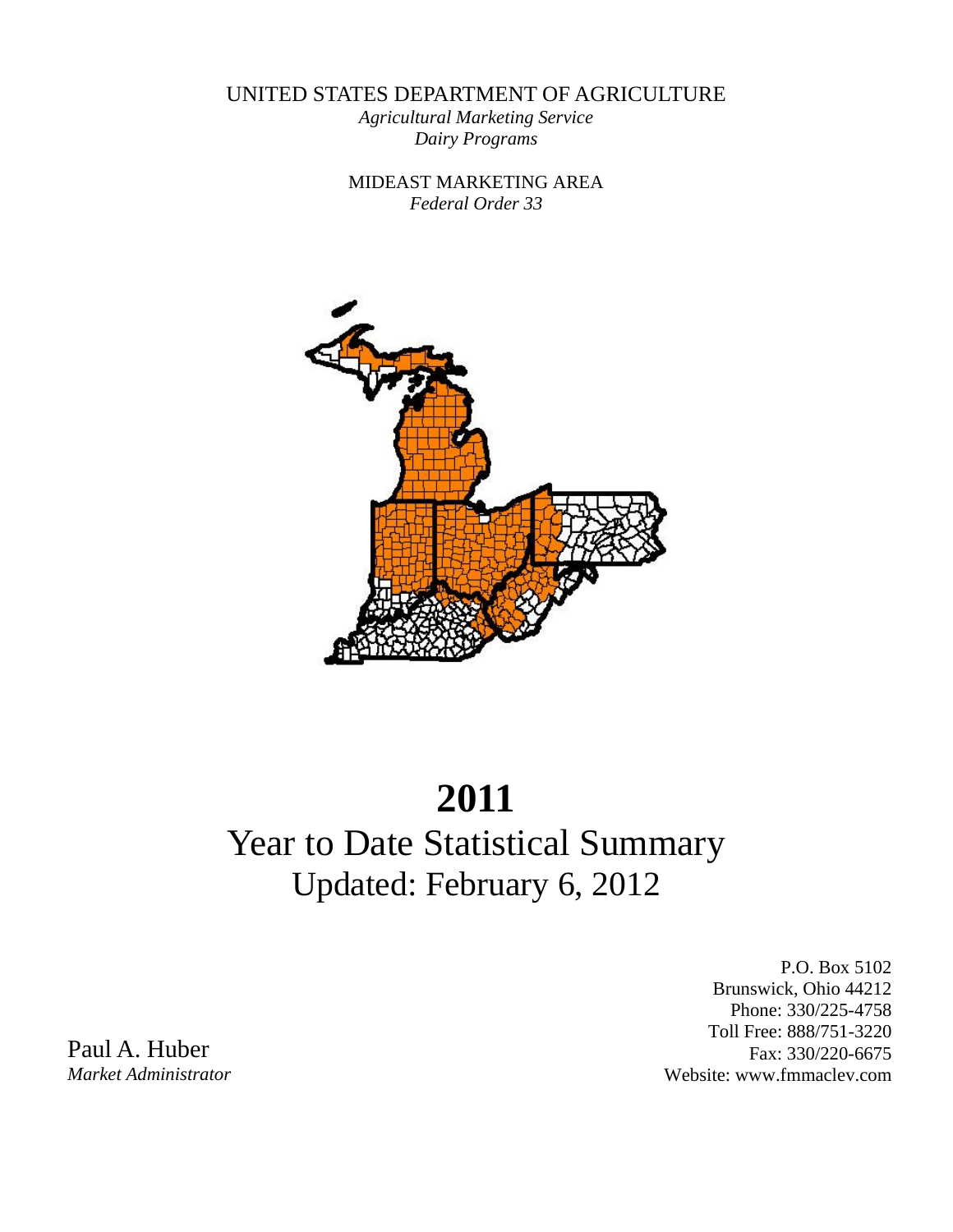UNITED STATES DEPARTMENT OF AGRICULTURE

*Agricultural Marketing Service*

*Dairy Programs*

MIDEAST MARKETING AREA

*Federal Order 33*

# 2011

## Year to Date Statistical Summary

## Updated: February 6, 2012

P.O. Box 5102
Brunswick, Ohio 44212
Phone: 330/225-4758
Toll Free: 888/751-3220
Fax: 330/220-6675
Website: www.fmmaclev.com

Paul A. Huber
*Market Administrator*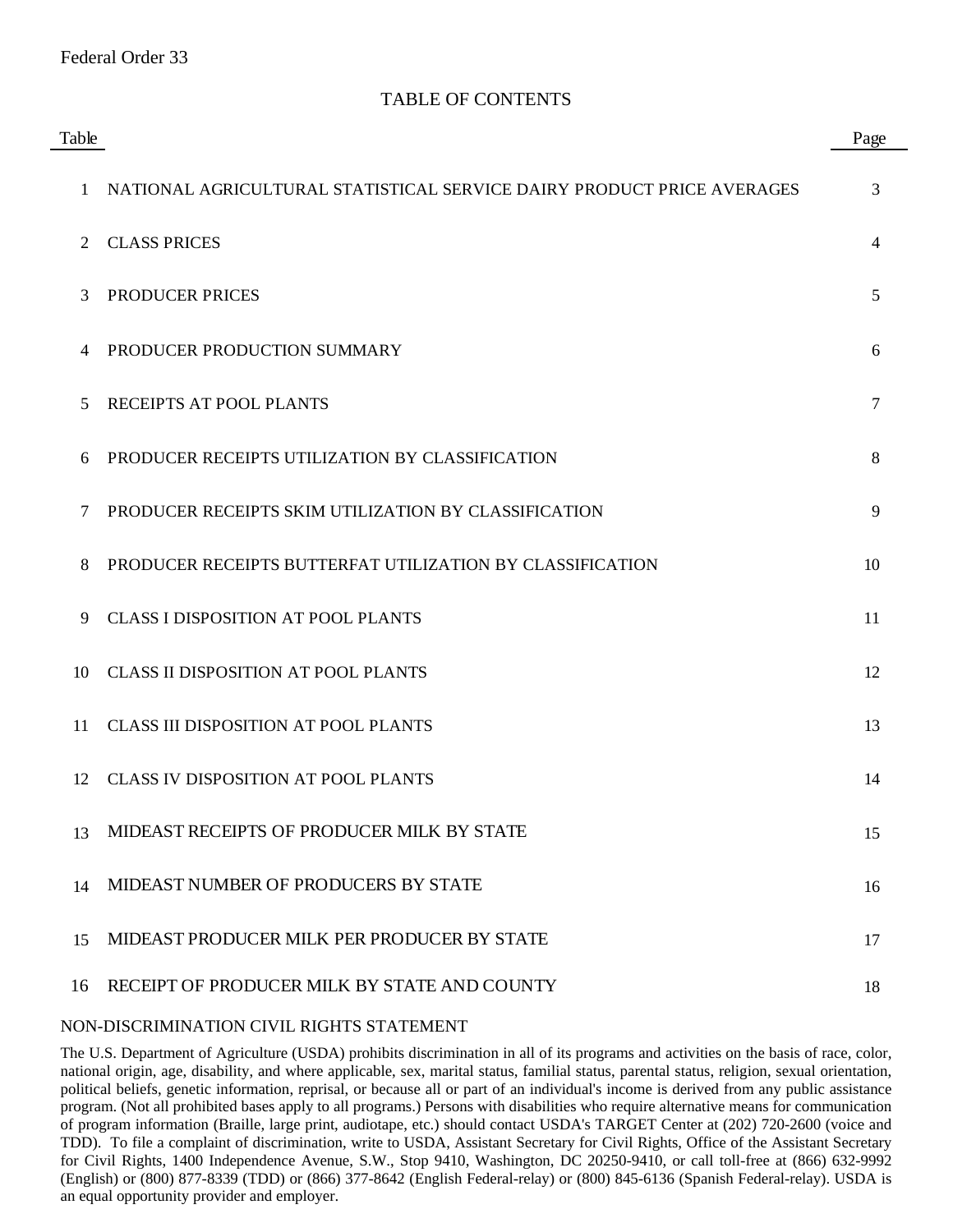Federal Order 33

# TABLE OF CONTENTS

| Table | | Page |
|---|---|---|
| 1 | NATIONAL AGRICULTURAL STATISTICAL SERVICE DAIRY PRODUCT PRICE AVERAGES | 3 |
| 2 | CLASS PRICES | 4 |
| 3 | PRODUCER PRICES | 5 |
| 4 | PRODUCER PRODUCTION SUMMARY | 6 |
| 5 | RECEIPTS AT POOL PLANTS | 7 |
| 6 | PRODUCER RECEIPTS UTILIZATION BY CLASSIFICATION | 8 |
| 7 | PRODUCER RECEIPTS SKIM UTILIZATION BY CLASSIFICATION | 9 |
| 8 | PRODUCER RECEIPTS BUTTERFAT UTILIZATION BY CLASSIFICATION | 10 |
| 9 | CLASS I DISPOSITION AT POOL PLANTS | 11 |
| 10 | CLASS II DISPOSITION AT POOL PLANTS | 12 |
| 11 | CLASS III DISPOSITION AT POOL PLANTS | 13 |
| 12 | CLASS IV DISPOSITION AT POOL PLANTS | 14 |
| 13 | MIDEAST RECEIPTS OF PRODUCER MILK BY STATE | 15 |
| 14 | MIDEAST NUMBER OF PRODUCERS BY STATE | 16 |
| 15 | MIDEAST PRODUCER MILK PER PRODUCER BY STATE | 17 |
| 16 | RECEIPT OF PRODUCER MILK BY STATE AND COUNTY | 18 |

NON-DISCRIMINATION CIVIL RIGHTS STATEMENT

The U.S. Department of Agriculture (USDA) prohibits discrimination in all of its programs and activities on the basis of race, color, national origin, age, disability, and where applicable, sex, marital status, familial status, parental status, religion, sexual orientation, political beliefs, genetic information, reprisal, or because all or part of an individual's income is derived from any public assistance program. (Not all prohibited bases apply to all programs.) Persons with disabilities who require alternative means for communication of program information (Braille, large print, audiotape, etc.) should contact USDA's TARGET Center at (202) 720-2600 (voice and TDD). To file a complaint of discrimination, write to USDA, Assistant Secretary for Civil Rights, Office of the Assistant Secretary for Civil Rights, 1400 Independence Avenue, S.W., Stop 9410, Washington, DC 20250-9410, or call toll-free at (866) 632-9992 (English) or (800) 877-8339 (TDD) or (866) 377-8642 (English Federal-relay) or (800) 845-6136 (Spanish Federal-relay). USDA is an equal opportunity provider and employer.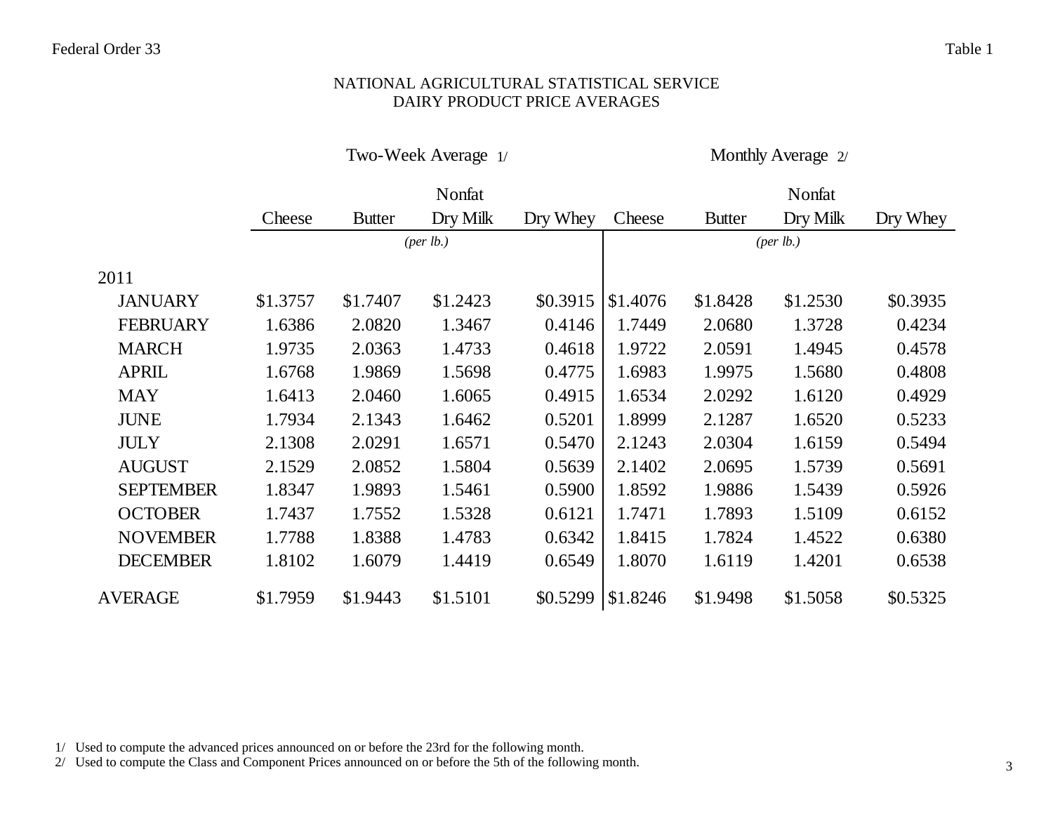Federal Order 33 — Table 1

# NATIONAL AGRICULTURAL STATISTICAL SERVICE
## DAIRY PRODUCT PRICE AVERAGES

| | Two-Week Average 1/ | | | | Monthly Average 2/ | | | |
|---|---|---|---|---|---|---|---|---|
| | Cheese | Butter | Nonfat Dry Milk | Dry Whey | Cheese | Butter | Nonfat Dry Milk | Dry Whey |
| | *(per lb.)* | | | | *(per lb.)* | | | |
| **2011** | | | | | | | | |
| JANUARY | $1.3757 | $1.7407 | $1.2423 | $0.3915 | $1.4076 | $1.8428 | $1.2530 | $0.3935 |
| FEBRUARY | 1.6386 | 2.0820 | 1.3467 | 0.4146 | 1.7449 | 2.0680 | 1.3728 | 0.4234 |
| MARCH | 1.9735 | 2.0363 | 1.4733 | 0.4618 | 1.9722 | 2.0591 | 1.4945 | 0.4578 |
| APRIL | 1.6768 | 1.9869 | 1.5698 | 0.4775 | 1.6983 | 1.9975 | 1.5680 | 0.4808 |
| MAY | 1.6413 | 2.0460 | 1.6065 | 0.4915 | 1.6534 | 2.0292 | 1.6120 | 0.4929 |
| JUNE | 1.7934 | 2.1343 | 1.6462 | 0.5201 | 1.8999 | 2.1287 | 1.6520 | 0.5233 |
| JULY | 2.1308 | 2.0291 | 1.6571 | 0.5470 | 2.1243 | 2.0304 | 1.6159 | 0.5494 |
| AUGUST | 2.1529 | 2.0852 | 1.5804 | 0.5639 | 2.1402 | 2.0695 | 1.5739 | 0.5691 |
| SEPTEMBER | 1.8347 | 1.9893 | 1.5461 | 0.5900 | 1.8592 | 1.9886 | 1.5439 | 0.5926 |
| OCTOBER | 1.7437 | 1.7552 | 1.5328 | 0.6121 | 1.7471 | 1.7893 | 1.5109 | 0.6152 |
| NOVEMBER | 1.7788 | 1.8388 | 1.4783 | 0.6342 | 1.8415 | 1.7824 | 1.4522 | 0.6380 |
| DECEMBER | 1.8102 | 1.6079 | 1.4419 | 0.6549 | 1.8070 | 1.6119 | 1.4201 | 0.6538 |
| **AVERAGE** | $1.7959 | $1.9443 | $1.5101 | $0.5299 | $1.8246 | $1.9498 | $1.5058 | $0.5325 |

1/ Used to compute the advanced prices announced on or before the 23rd for the following month.
2/ Used to compute the Class and Component Prices announced on or before the 5th of the following month.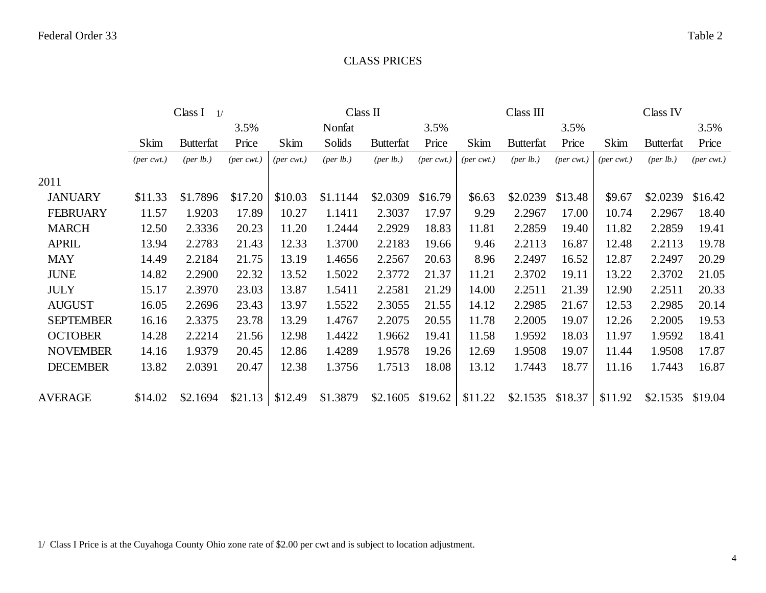Federal Order 33

Table 2

# CLASS PRICES

| | Class I 1/ | | | Class II | | | | Class III | | | Class IV | | |
|---|---|---|---|---|---|---|---|---|---|---|---|---|---|
| | Skim | Butterfat | 3.5% Price | Skim | Nonfat Solids | Butterfat | 3.5% Price | Skim | Butterfat | 3.5% Price | Skim | Butterfat | 3.5% Price |
| | *(per cwt.)* | *(per lb.)* | *(per cwt.)* | *(per cwt.)* | *(per lb.)* | *(per lb.)* | *(per cwt.)* | *(per cwt.)* | *(per lb.)* | *(per cwt.)* | *(per cwt.)* | *(per lb.)* | *(per cwt.)* |
| 2011 | | | | | | | | | | | | | |
| JANUARY | $11.33 | $1.7896 | $17.20 | $10.03 | $1.1144 | $2.0309 | $16.79 | $6.63 | $2.0239 | $13.48 | $9.67 | $2.0239 | $16.42 |
| FEBRUARY | 11.57 | 1.9203 | 17.89 | 10.27 | 1.1411 | 2.3037 | 17.97 | 9.29 | 2.2967 | 17.00 | 10.74 | 2.2967 | 18.40 |
| MARCH | 12.50 | 2.3336 | 20.23 | 11.20 | 1.2444 | 2.2929 | 18.83 | 11.81 | 2.2859 | 19.40 | 11.82 | 2.2859 | 19.41 |
| APRIL | 13.94 | 2.2783 | 21.43 | 12.33 | 1.3700 | 2.2183 | 19.66 | 9.46 | 2.2113 | 16.87 | 12.48 | 2.2113 | 19.78 |
| MAY | 14.49 | 2.2184 | 21.75 | 13.19 | 1.4656 | 2.2567 | 20.63 | 8.96 | 2.2497 | 16.52 | 12.87 | 2.2497 | 20.29 |
| JUNE | 14.82 | 2.2900 | 22.32 | 13.52 | 1.5022 | 2.3772 | 21.37 | 11.21 | 2.3702 | 19.11 | 13.22 | 2.3702 | 21.05 |
| JULY | 15.17 | 2.3970 | 23.03 | 13.87 | 1.5411 | 2.2581 | 21.29 | 14.00 | 2.2511 | 21.39 | 12.90 | 2.2511 | 20.33 |
| AUGUST | 16.05 | 2.2696 | 23.43 | 13.97 | 1.5522 | 2.3055 | 21.55 | 14.12 | 2.2985 | 21.67 | 12.53 | 2.2985 | 20.14 |
| SEPTEMBER | 16.16 | 2.3375 | 23.78 | 13.29 | 1.4767 | 2.2075 | 20.55 | 11.78 | 2.2005 | 19.07 | 12.26 | 2.2005 | 19.53 |
| OCTOBER | 14.28 | 2.2214 | 21.56 | 12.98 | 1.4422 | 1.9662 | 19.41 | 11.58 | 1.9592 | 18.03 | 11.97 | 1.9592 | 18.41 |
| NOVEMBER | 14.16 | 1.9379 | 20.45 | 12.86 | 1.4289 | 1.9578 | 19.26 | 12.69 | 1.9508 | 19.07 | 11.44 | 1.9508 | 17.87 |
| DECEMBER | 13.82 | 2.0391 | 20.47 | 12.38 | 1.3756 | 1.7513 | 18.08 | 13.12 | 1.7443 | 18.77 | 11.16 | 1.7443 | 16.87 |
| AVERAGE | $14.02 | $2.1694 | $21.13 | $12.49 | $1.3879 | $2.1605 | $19.62 | $11.22 | $2.1535 | $18.37 | $11.92 | $2.1535 | $19.04 |

1/ Class I Price is at the Cuyahoga County Ohio zone rate of $2.00 per cwt and is subject to location adjustment.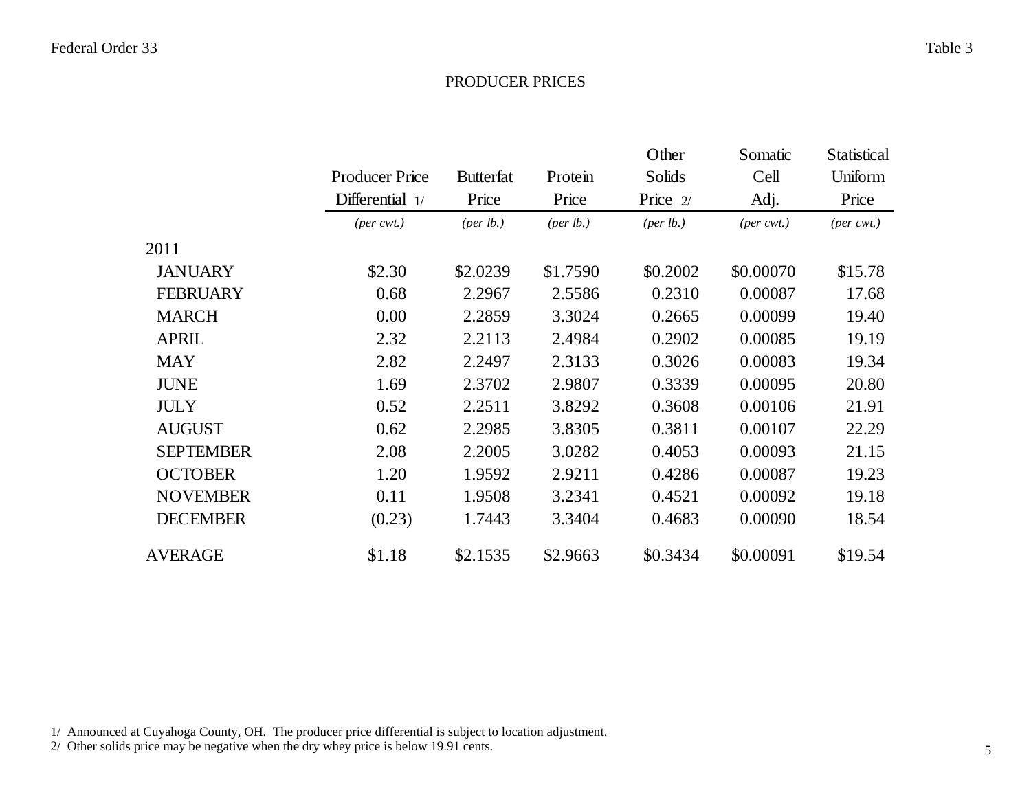Federal Order 33 — Table 3

# PRODUCER PRICES

| | Producer Price Differential 1/ | Butterfat Price | Protein Price | Other Solids Price 2/ | Somatic Cell Adj. | Statistical Uniform Price |
|---|---|---|---|---|---|---|
| | *(per cwt.)* | *(per lb.)* | *(per lb.)* | *(per lb.)* | *(per cwt.)* | *(per cwt.)* |
| 2011 | | | | | | |
| JANUARY | $2.30 | $2.0239 | $1.7590 | $0.2002 | $0.00070 | $15.78 |
| FEBRUARY | 0.68 | 2.2967 | 2.5586 | 0.2310 | 0.00087 | 17.68 |
| MARCH | 0.00 | 2.2859 | 3.3024 | 0.2665 | 0.00099 | 19.40 |
| APRIL | 2.32 | 2.2113 | 2.4984 | 0.2902 | 0.00085 | 19.19 |
| MAY | 2.82 | 2.2497 | 2.3133 | 0.3026 | 0.00083 | 19.34 |
| JUNE | 1.69 | 2.3702 | 2.9807 | 0.3339 | 0.00095 | 20.80 |
| JULY | 0.52 | 2.2511 | 3.8292 | 0.3608 | 0.00106 | 21.91 |
| AUGUST | 0.62 | 2.2985 | 3.8305 | 0.3811 | 0.00107 | 22.29 |
| SEPTEMBER | 2.08 | 2.2005 | 3.0282 | 0.4053 | 0.00093 | 21.15 |
| OCTOBER | 1.20 | 1.9592 | 2.9211 | 0.4286 | 0.00087 | 19.23 |
| NOVEMBER | 0.11 | 1.9508 | 3.2341 | 0.4521 | 0.00092 | 19.18 |
| DECEMBER | (0.23) | 1.7443 | 3.3404 | 0.4683 | 0.00090 | 18.54 |
| AVERAGE | $1.18 | $2.1535 | $2.9663 | $0.3434 | $0.00091 | $19.54 |

1/ Announced at Cuyahoga County, OH. The producer price differential is subject to location adjustment.
2/ Other solids price may be negative when the dry whey price is below 19.91 cents.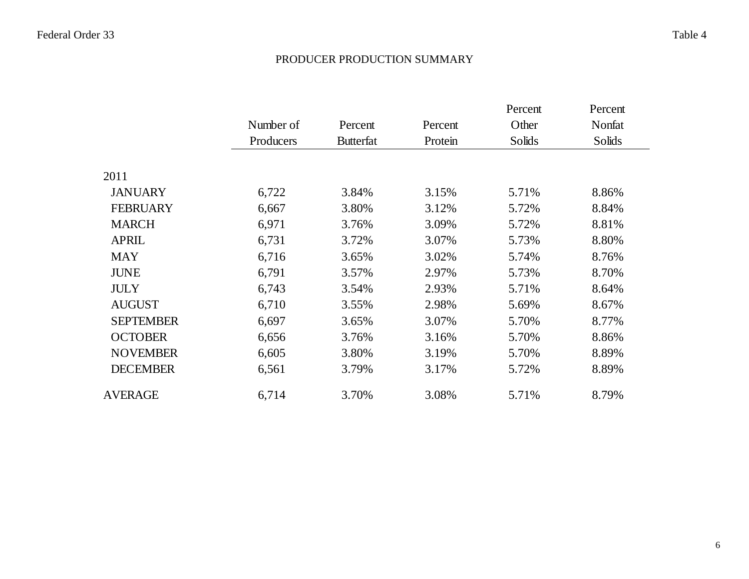Federal Order 33 | Table 4

# PRODUCER PRODUCTION SUMMARY

| | Number of Producers | Percent Butterfat | Percent Protein | Percent Other Solids | Percent Nonfat Solids |
|---|---|---|---|---|---|
| 2011 | | | | | |
| JANUARY | 6,722 | 3.84% | 3.15% | 5.71% | 8.86% |
| FEBRUARY | 6,667 | 3.80% | 3.12% | 5.72% | 8.84% |
| MARCH | 6,971 | 3.76% | 3.09% | 5.72% | 8.81% |
| APRIL | 6,731 | 3.72% | 3.07% | 5.73% | 8.80% |
| MAY | 6,716 | 3.65% | 3.02% | 5.74% | 8.76% |
| JUNE | 6,791 | 3.57% | 2.97% | 5.73% | 8.70% |
| JULY | 6,743 | 3.54% | 2.93% | 5.71% | 8.64% |
| AUGUST | 6,710 | 3.55% | 2.98% | 5.69% | 8.67% |
| SEPTEMBER | 6,697 | 3.65% | 3.07% | 5.70% | 8.77% |
| OCTOBER | 6,656 | 3.76% | 3.16% | 5.70% | 8.86% |
| NOVEMBER | 6,605 | 3.80% | 3.19% | 5.70% | 8.89% |
| DECEMBER | 6,561 | 3.79% | 3.17% | 5.72% | 8.89% |
| AVERAGE | 6,714 | 3.70% | 3.08% | 5.71% | 8.79% |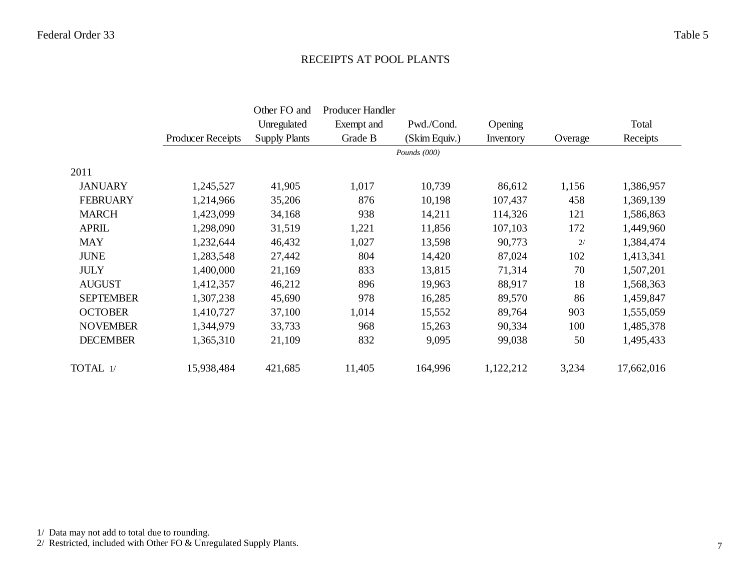Federal Order 33 — Table 5

# RECEIPTS AT POOL PLANTS

| | Producer Receipts | Other FO and Unregulated Supply Plants | Producer Handler Exempt and Grade B | Pwd./Cond. (Skim Equiv.) | Opening Inventory | Overage | Total Receipts |
|---|---|---|---|---|---|---|---|
| | | | | *Pounds (000)* | | | |
| 2011 | | | | | | | |
| JANUARY | 1,245,527 | 41,905 | 1,017 | 10,739 | 86,612 | 1,156 | 1,386,957 |
| FEBRUARY | 1,214,966 | 35,206 | 876 | 10,198 | 107,437 | 458 | 1,369,139 |
| MARCH | 1,423,099 | 34,168 | 938 | 14,211 | 114,326 | 121 | 1,586,863 |
| APRIL | 1,298,090 | 31,519 | 1,221 | 11,856 | 107,103 | 172 | 1,449,960 |
| MAY | 1,232,644 | 46,432 | 1,027 | 13,598 | 90,773 | 2/ | 1,384,474 |
| JUNE | 1,283,548 | 27,442 | 804 | 14,420 | 87,024 | 102 | 1,413,341 |
| JULY | 1,400,000 | 21,169 | 833 | 13,815 | 71,314 | 70 | 1,507,201 |
| AUGUST | 1,412,357 | 46,212 | 896 | 19,963 | 88,917 | 18 | 1,568,363 |
| SEPTEMBER | 1,307,238 | 45,690 | 978 | 16,285 | 89,570 | 86 | 1,459,847 |
| OCTOBER | 1,410,727 | 37,100 | 1,014 | 15,552 | 89,764 | 903 | 1,555,059 |
| NOVEMBER | 1,344,979 | 33,733 | 968 | 15,263 | 90,334 | 100 | 1,485,378 |
| DECEMBER | 1,365,310 | 21,109 | 832 | 9,095 | 99,038 | 50 | 1,495,433 |
| TOTAL 1/ | 15,938,484 | 421,685 | 11,405 | 164,996 | 1,122,212 | 3,234 | 17,662,016 |

1/ Data may not add to total due to rounding.
2/ Restricted, included with Other FO & Unregulated Supply Plants.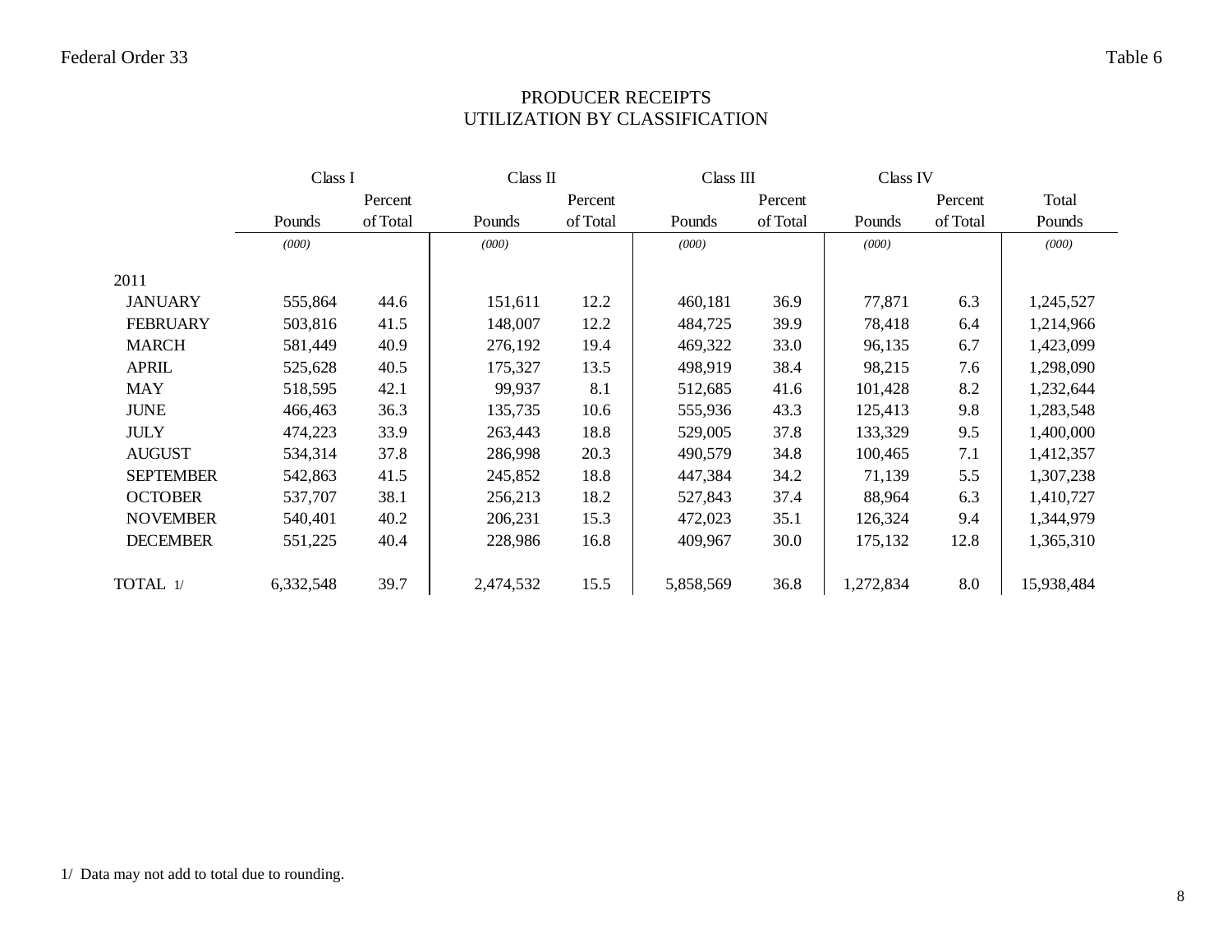Federal Order 33

Table 6

## PRODUCER RECEIPTS
## UTILIZATION BY CLASSIFICATION

| | Class I | | Class II | | Class III | | Class IV | | |
|---|---|---|---|---|---|---|---|---|---|
| | Pounds | Percent of Total | Pounds | Percent of Total | Pounds | Percent of Total | Pounds | Percent of Total | Total Pounds |
| | *(000)* | | *(000)* | | *(000)* | | *(000)* | | *(000)* |
| 2011 | | | | | | | | | |
| JANUARY | 555,864 | 44.6 | 151,611 | 12.2 | 460,181 | 36.9 | 77,871 | 6.3 | 1,245,527 |
| FEBRUARY | 503,816 | 41.5 | 148,007 | 12.2 | 484,725 | 39.9 | 78,418 | 6.4 | 1,214,966 |
| MARCH | 581,449 | 40.9 | 276,192 | 19.4 | 469,322 | 33.0 | 96,135 | 6.7 | 1,423,099 |
| APRIL | 525,628 | 40.5 | 175,327 | 13.5 | 498,919 | 38.4 | 98,215 | 7.6 | 1,298,090 |
| MAY | 518,595 | 42.1 | 99,937 | 8.1 | 512,685 | 41.6 | 101,428 | 8.2 | 1,232,644 |
| JUNE | 466,463 | 36.3 | 135,735 | 10.6 | 555,936 | 43.3 | 125,413 | 9.8 | 1,283,548 |
| JULY | 474,223 | 33.9 | 263,443 | 18.8 | 529,005 | 37.8 | 133,329 | 9.5 | 1,400,000 |
| AUGUST | 534,314 | 37.8 | 286,998 | 20.3 | 490,579 | 34.8 | 100,465 | 7.1 | 1,412,357 |
| SEPTEMBER | 542,863 | 41.5 | 245,852 | 18.8 | 447,384 | 34.2 | 71,139 | 5.5 | 1,307,238 |
| OCTOBER | 537,707 | 38.1 | 256,213 | 18.2 | 527,843 | 37.4 | 88,964 | 6.3 | 1,410,727 |
| NOVEMBER | 540,401 | 40.2 | 206,231 | 15.3 | 472,023 | 35.1 | 126,324 | 9.4 | 1,344,979 |
| DECEMBER | 551,225 | 40.4 | 228,986 | 16.8 | 409,967 | 30.0 | 175,132 | 12.8 | 1,365,310 |
| TOTAL 1/ | 6,332,548 | 39.7 | 2,474,532 | 15.5 | 5,858,569 | 36.8 | 1,272,834 | 8.0 | 15,938,484 |

1/ Data may not add to total due to rounding.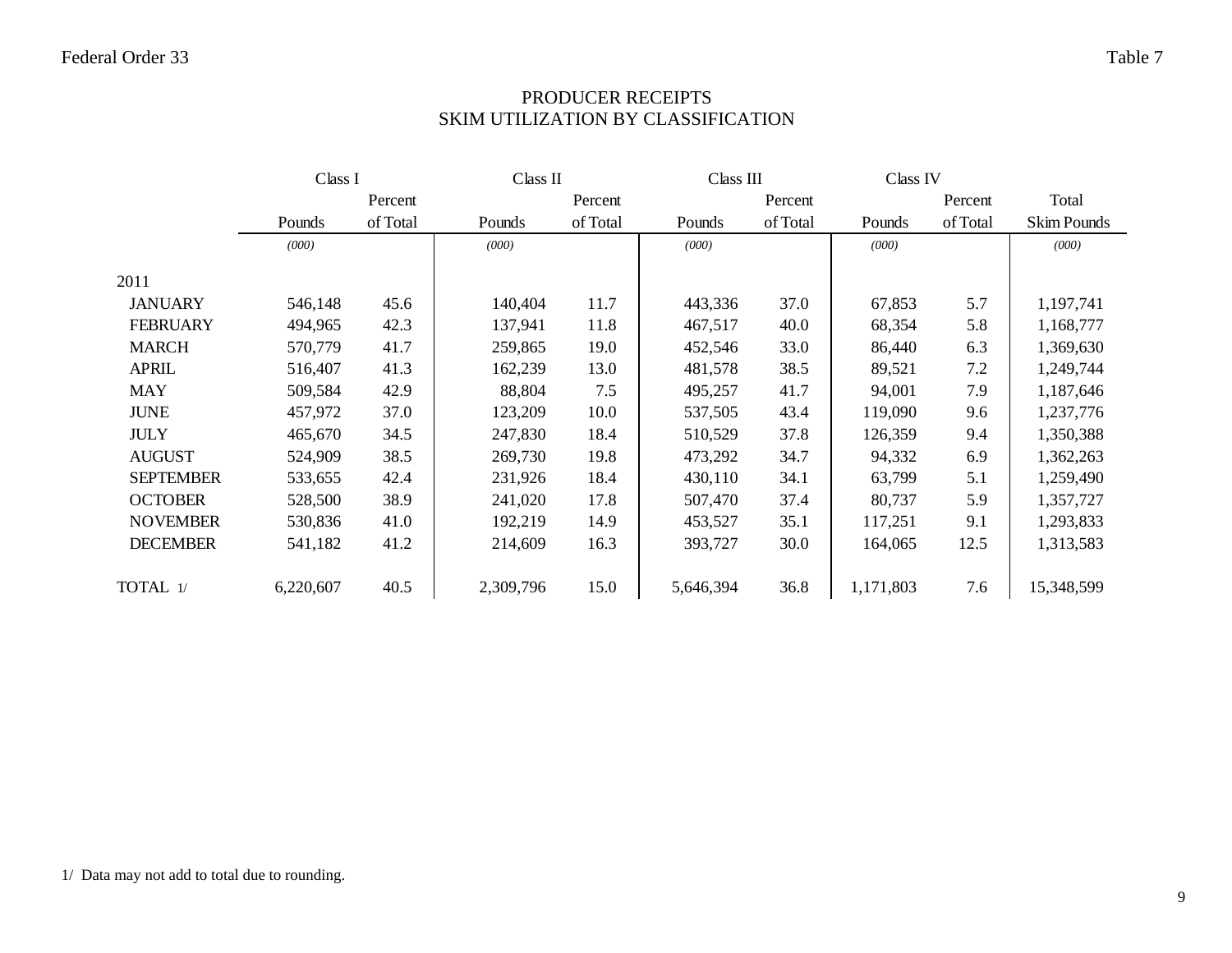Federal Order 33 Table 7

# PRODUCER RECEIPTS
## SKIM UTILIZATION BY CLASSIFICATION

| | Class I | | Class II | | Class III | | Class IV | | |
|---|---|---|---|---|---|---|---|---|---|
| | Pounds | Percent of Total | Pounds | Percent of Total | Pounds | Percent of Total | Pounds | Percent of Total | Total Skim Pounds |
| | *(000)* | | *(000)* | | *(000)* | | *(000)* | | *(000)* |
| 2011 | | | | | | | | | |
| JANUARY | 546,148 | 45.6 | 140,404 | 11.7 | 443,336 | 37.0 | 67,853 | 5.7 | 1,197,741 |
| FEBRUARY | 494,965 | 42.3 | 137,941 | 11.8 | 467,517 | 40.0 | 68,354 | 5.8 | 1,168,777 |
| MARCH | 570,779 | 41.7 | 259,865 | 19.0 | 452,546 | 33.0 | 86,440 | 6.3 | 1,369,630 |
| APRIL | 516,407 | 41.3 | 162,239 | 13.0 | 481,578 | 38.5 | 89,521 | 7.2 | 1,249,744 |
| MAY | 509,584 | 42.9 | 88,804 | 7.5 | 495,257 | 41.7 | 94,001 | 7.9 | 1,187,646 |
| JUNE | 457,972 | 37.0 | 123,209 | 10.0 | 537,505 | 43.4 | 119,090 | 9.6 | 1,237,776 |
| JULY | 465,670 | 34.5 | 247,830 | 18.4 | 510,529 | 37.8 | 126,359 | 9.4 | 1,350,388 |
| AUGUST | 524,909 | 38.5 | 269,730 | 19.8 | 473,292 | 34.7 | 94,332 | 6.9 | 1,362,263 |
| SEPTEMBER | 533,655 | 42.4 | 231,926 | 18.4 | 430,110 | 34.1 | 63,799 | 5.1 | 1,259,490 |
| OCTOBER | 528,500 | 38.9 | 241,020 | 17.8 | 507,470 | 37.4 | 80,737 | 5.9 | 1,357,727 |
| NOVEMBER | 530,836 | 41.0 | 192,219 | 14.9 | 453,527 | 35.1 | 117,251 | 9.1 | 1,293,833 |
| DECEMBER | 541,182 | 41.2 | 214,609 | 16.3 | 393,727 | 30.0 | 164,065 | 12.5 | 1,313,583 |
| TOTAL 1/ | 6,220,607 | 40.5 | 2,309,796 | 15.0 | 5,646,394 | 36.8 | 1,171,803 | 7.6 | 15,348,599 |

1/ Data may not add to total due to rounding.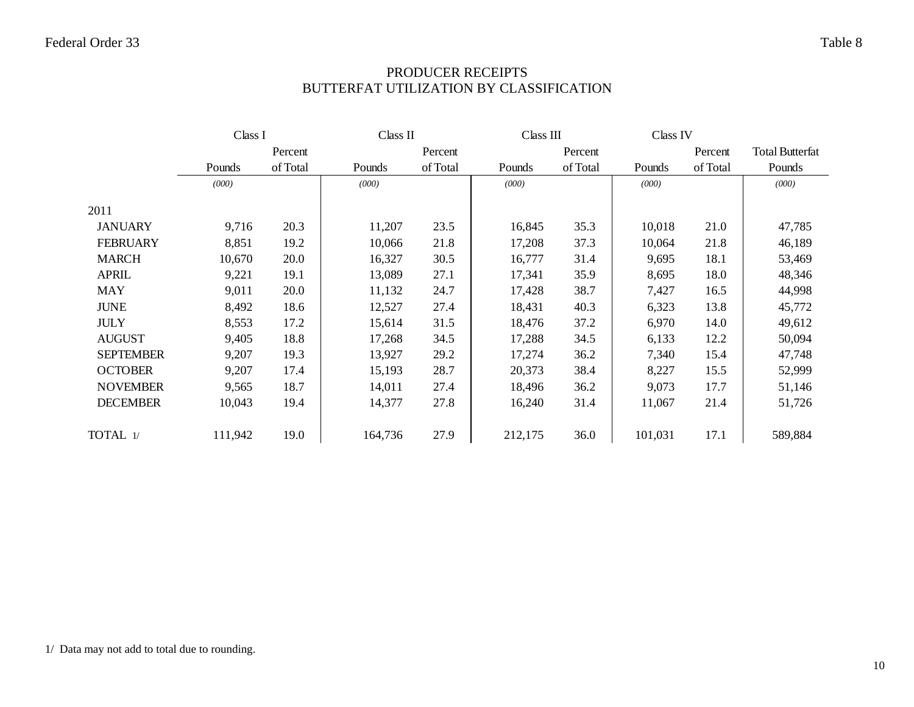Federal Order 33 Table 8

# PRODUCER RECEIPTS
## BUTTERFAT UTILIZATION BY CLASSIFICATION

| | Class I | | Class II | | Class III | | Class IV | | |
|---|---|---|---|---|---|---|---|---|---|
| | Pounds | Percent of Total | Pounds | Percent of Total | Pounds | Percent of Total | Pounds | Percent of Total | Total Butterfat Pounds |
| | *(000)* | | *(000)* | | *(000)* | | *(000)* | | *(000)* |
| 2011 | | | | | | | | | |
| JANUARY | 9,716 | 20.3 | 11,207 | 23.5 | 16,845 | 35.3 | 10,018 | 21.0 | 47,785 |
| FEBRUARY | 8,851 | 19.2 | 10,066 | 21.8 | 17,208 | 37.3 | 10,064 | 21.8 | 46,189 |
| MARCH | 10,670 | 20.0 | 16,327 | 30.5 | 16,777 | 31.4 | 9,695 | 18.1 | 53,469 |
| APRIL | 9,221 | 19.1 | 13,089 | 27.1 | 17,341 | 35.9 | 8,695 | 18.0 | 48,346 |
| MAY | 9,011 | 20.0 | 11,132 | 24.7 | 17,428 | 38.7 | 7,427 | 16.5 | 44,998 |
| JUNE | 8,492 | 18.6 | 12,527 | 27.4 | 18,431 | 40.3 | 6,323 | 13.8 | 45,772 |
| JULY | 8,553 | 17.2 | 15,614 | 31.5 | 18,476 | 37.2 | 6,970 | 14.0 | 49,612 |
| AUGUST | 9,405 | 18.8 | 17,268 | 34.5 | 17,288 | 34.5 | 6,133 | 12.2 | 50,094 |
| SEPTEMBER | 9,207 | 19.3 | 13,927 | 29.2 | 17,274 | 36.2 | 7,340 | 15.4 | 47,748 |
| OCTOBER | 9,207 | 17.4 | 15,193 | 28.7 | 20,373 | 38.4 | 8,227 | 15.5 | 52,999 |
| NOVEMBER | 9,565 | 18.7 | 14,011 | 27.4 | 18,496 | 36.2 | 9,073 | 17.7 | 51,146 |
| DECEMBER | 10,043 | 19.4 | 14,377 | 27.8 | 16,240 | 31.4 | 11,067 | 21.4 | 51,726 |
| TOTAL 1/ | 111,942 | 19.0 | 164,736 | 27.9 | 212,175 | 36.0 | 101,031 | 17.1 | 589,884 |

1/ Data may not add to total due to rounding.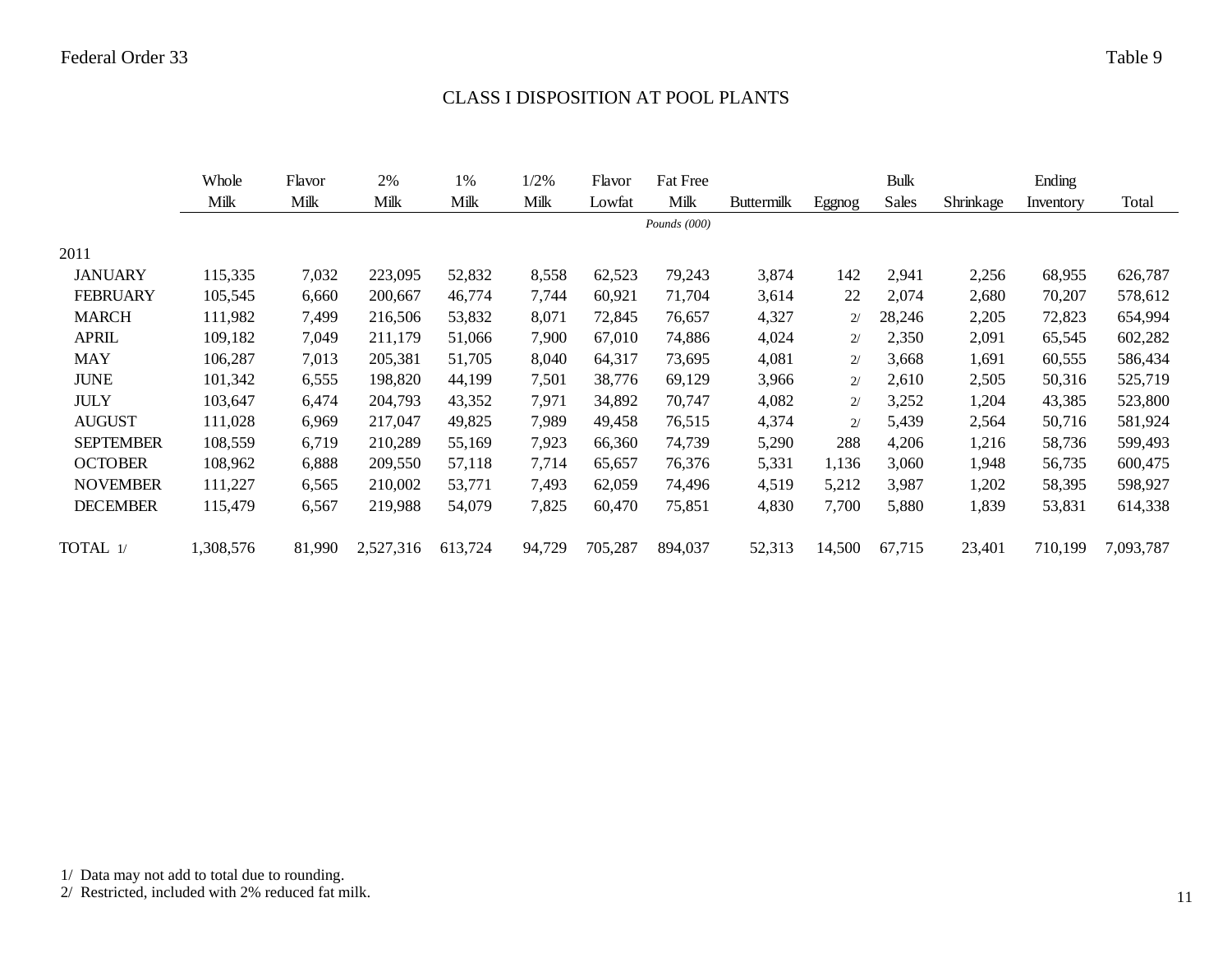Federal Order 33 — Table 9

# CLASS I DISPOSITION AT POOL PLANTS

| | Whole Milk | Flavor Milk | 2% Milk | 1% Milk | 1/2% Milk | Flavor Lowfat | Fat Free Milk | Buttermilk | Eggnog | Bulk Sales | Shrinkage | Ending Inventory | Total |
|---|---|---|---|---|---|---|---|---|---|---|---|---|---|
| | | | | | | | *Pounds (000)* | | | | | | |
| 2011 | | | | | | | | | | | | | |
| JANUARY | 115,335 | 7,032 | 223,095 | 52,832 | 8,558 | 62,523 | 79,243 | 3,874 | 142 | 2,941 | 2,256 | 68,955 | 626,787 |
| FEBRUARY | 105,545 | 6,660 | 200,667 | 46,774 | 7,744 | 60,921 | 71,704 | 3,614 | 22 | 2,074 | 2,680 | 70,207 | 578,612 |
| MARCH | 111,982 | 7,499 | 216,506 | 53,832 | 8,071 | 72,845 | 76,657 | 4,327 | 2/ | 28,246 | 2,205 | 72,823 | 654,994 |
| APRIL | 109,182 | 7,049 | 211,179 | 51,066 | 7,900 | 67,010 | 74,886 | 4,024 | 2/ | 2,350 | 2,091 | 65,545 | 602,282 |
| MAY | 106,287 | 7,013 | 205,381 | 51,705 | 8,040 | 64,317 | 73,695 | 4,081 | 2/ | 3,668 | 1,691 | 60,555 | 586,434 |
| JUNE | 101,342 | 6,555 | 198,820 | 44,199 | 7,501 | 38,776 | 69,129 | 3,966 | 2/ | 2,610 | 2,505 | 50,316 | 525,719 |
| JULY | 103,647 | 6,474 | 204,793 | 43,352 | 7,971 | 34,892 | 70,747 | 4,082 | 2/ | 3,252 | 1,204 | 43,385 | 523,800 |
| AUGUST | 111,028 | 6,969 | 217,047 | 49,825 | 7,989 | 49,458 | 76,515 | 4,374 | 2/ | 5,439 | 2,564 | 50,716 | 581,924 |
| SEPTEMBER | 108,559 | 6,719 | 210,289 | 55,169 | 7,923 | 66,360 | 74,739 | 5,290 | 288 | 4,206 | 1,216 | 58,736 | 599,493 |
| OCTOBER | 108,962 | 6,888 | 209,550 | 57,118 | 7,714 | 65,657 | 76,376 | 5,331 | 1,136 | 3,060 | 1,948 | 56,735 | 600,475 |
| NOVEMBER | 111,227 | 6,565 | 210,002 | 53,771 | 7,493 | 62,059 | 74,496 | 4,519 | 5,212 | 3,987 | 1,202 | 58,395 | 598,927 |
| DECEMBER | 115,479 | 6,567 | 219,988 | 54,079 | 7,825 | 60,470 | 75,851 | 4,830 | 7,700 | 5,880 | 1,839 | 53,831 | 614,338 |
| TOTAL 1/ | 1,308,576 | 81,990 | 2,527,316 | 613,724 | 94,729 | 705,287 | 894,037 | 52,313 | 14,500 | 67,715 | 23,401 | 710,199 | 7,093,787 |

1/ Data may not add to total due to rounding.
2/ Restricted, included with 2% reduced fat milk.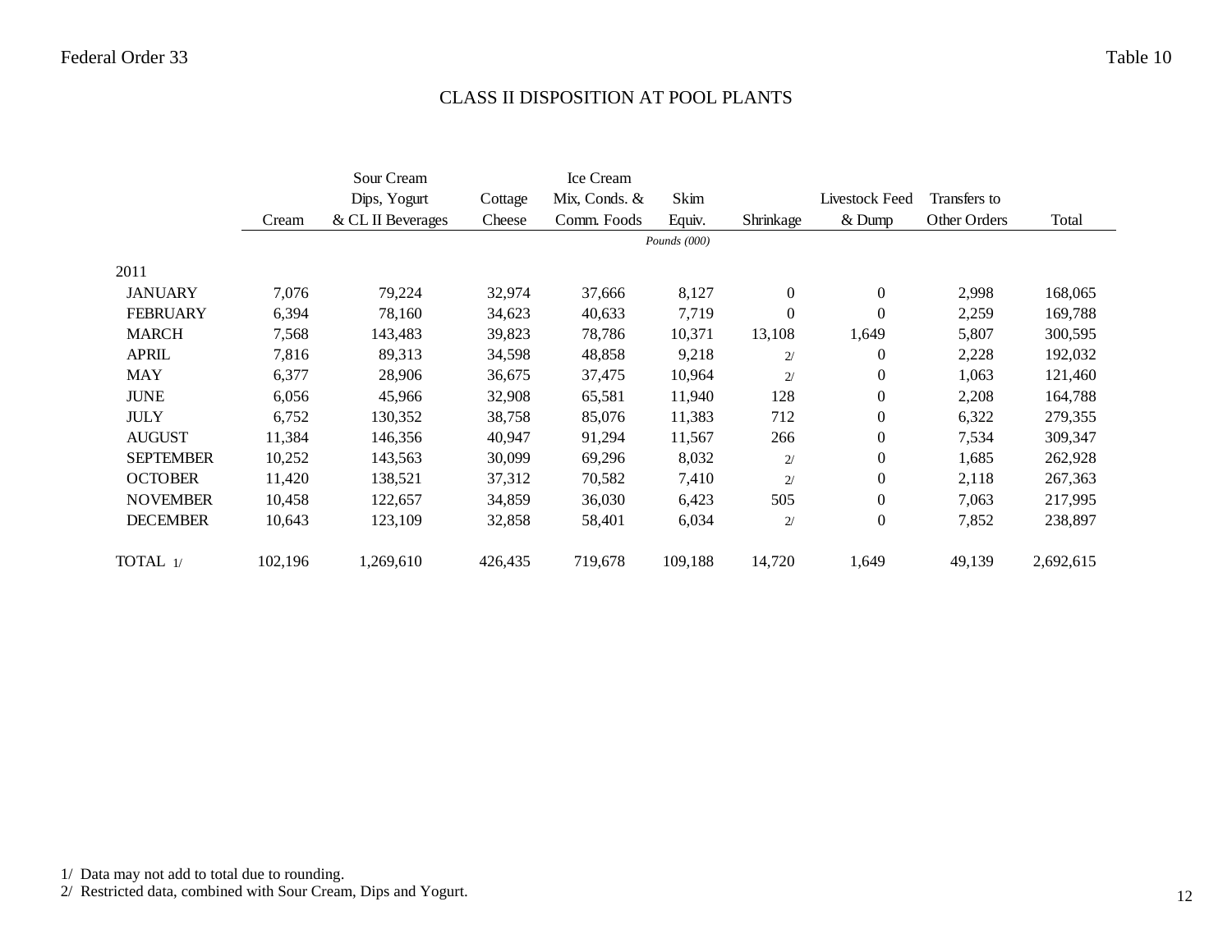Federal Order 33

Table 10

# CLASS II DISPOSITION AT POOL PLANTS

| | Cream | Sour Cream Dips, Yogurt & CL II Beverages | Cottage Cheese | Ice Cream Mix, Conds. & Comm. Foods | Skim Equiv. | Shrinkage | Livestock Feed & Dump | Transfers to Other Orders | Total |
|---|---|---|---|---|---|---|---|---|---|
| | | | | | *Pounds (000)* | | | | |
| 2011 | | | | | | | | | |
| JANUARY | 7,076 | 79,224 | 32,974 | 37,666 | 8,127 | 0 | 0 | 2,998 | 168,065 |
| FEBRUARY | 6,394 | 78,160 | 34,623 | 40,633 | 7,719 | 0 | 0 | 2,259 | 169,788 |
| MARCH | 7,568 | 143,483 | 39,823 | 78,786 | 10,371 | 13,108 | 1,649 | 5,807 | 300,595 |
| APRIL | 7,816 | 89,313 | 34,598 | 48,858 | 9,218 | 2/ | 0 | 2,228 | 192,032 |
| MAY | 6,377 | 28,906 | 36,675 | 37,475 | 10,964 | 2/ | 0 | 1,063 | 121,460 |
| JUNE | 6,056 | 45,966 | 32,908 | 65,581 | 11,940 | 128 | 0 | 2,208 | 164,788 |
| JULY | 6,752 | 130,352 | 38,758 | 85,076 | 11,383 | 712 | 0 | 6,322 | 279,355 |
| AUGUST | 11,384 | 146,356 | 40,947 | 91,294 | 11,567 | 266 | 0 | 7,534 | 309,347 |
| SEPTEMBER | 10,252 | 143,563 | 30,099 | 69,296 | 8,032 | 2/ | 0 | 1,685 | 262,928 |
| OCTOBER | 11,420 | 138,521 | 37,312 | 70,582 | 7,410 | 2/ | 0 | 2,118 | 267,363 |
| NOVEMBER | 10,458 | 122,657 | 34,859 | 36,030 | 6,423 | 505 | 0 | 7,063 | 217,995 |
| DECEMBER | 10,643 | 123,109 | 32,858 | 58,401 | 6,034 | 2/ | 0 | 7,852 | 238,897 |
| TOTAL 1/ | 102,196 | 1,269,610 | 426,435 | 719,678 | 109,188 | 14,720 | 1,649 | 49,139 | 2,692,615 |

1/ Data may not add to total due to rounding.
2/ Restricted data, combined with Sour Cream, Dips and Yogurt.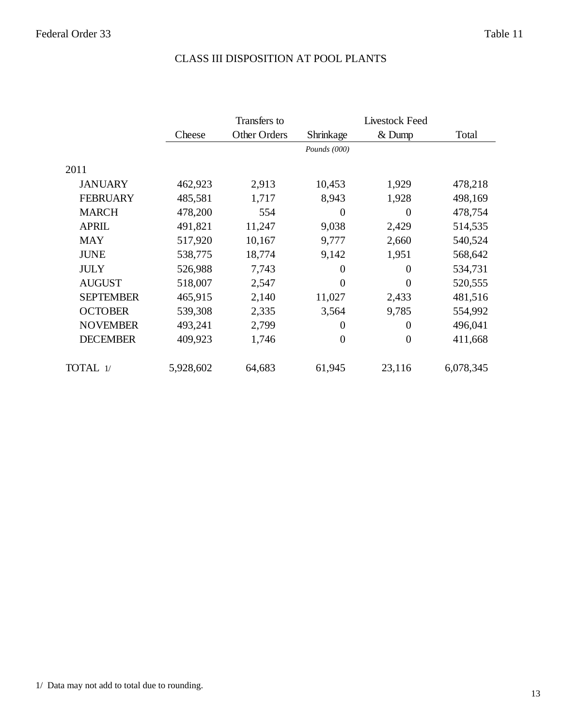Federal Order 33

Table 11

# CLASS III DISPOSITION AT POOL PLANTS

| | Cheese | Transfers to Other Orders | Shrinkage | Livestock Feed & Dump | Total |
|---|---|---|---|---|---|
| | | | *Pounds (000)* | | |
| 2011 | | | | | |
| JANUARY | 462,923 | 2,913 | 10,453 | 1,929 | 478,218 |
| FEBRUARY | 485,581 | 1,717 | 8,943 | 1,928 | 498,169 |
| MARCH | 478,200 | 554 | 0 | 0 | 478,754 |
| APRIL | 491,821 | 11,247 | 9,038 | 2,429 | 514,535 |
| MAY | 517,920 | 10,167 | 9,777 | 2,660 | 540,524 |
| JUNE | 538,775 | 18,774 | 9,142 | 1,951 | 568,642 |
| JULY | 526,988 | 7,743 | 0 | 0 | 534,731 |
| AUGUST | 518,007 | 2,547 | 0 | 0 | 520,555 |
| SEPTEMBER | 465,915 | 2,140 | 11,027 | 2,433 | 481,516 |
| OCTOBER | 539,308 | 2,335 | 3,564 | 9,785 | 554,992 |
| NOVEMBER | 493,241 | 2,799 | 0 | 0 | 496,041 |
| DECEMBER | 409,923 | 1,746 | 0 | 0 | 411,668 |
| TOTAL 1/ | 5,928,602 | 64,683 | 61,945 | 23,116 | 6,078,345 |

1/ Data may not add to total due to rounding.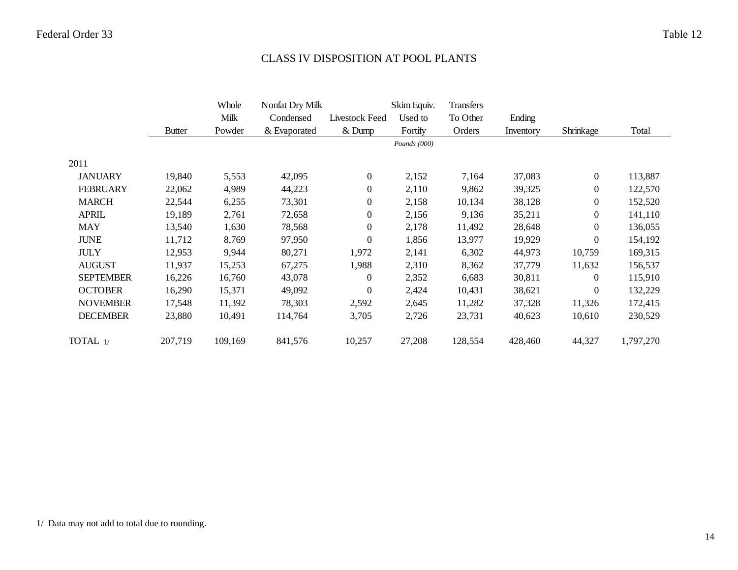Federal Order 33

Table 12

## CLASS IV DISPOSITION AT POOL PLANTS

| | Butter | Whole Milk Powder | Nonfat Dry Milk Condensed & Evaporated | Livestock Feed & Dump | Skim Equiv. Used to Fortify | Transfers To Other Orders | Ending Inventory | Shrinkage | Total |
|---|---|---|---|---|---|---|---|---|---|
| | | | | | *Pounds (000)* | | | | |
| 2011 | | | | | | | | | |
| JANUARY | 19,840 | 5,553 | 42,095 | 0 | 2,152 | 7,164 | 37,083 | 0 | 113,887 |
| FEBRUARY | 22,062 | 4,989 | 44,223 | 0 | 2,110 | 9,862 | 39,325 | 0 | 122,570 |
| MARCH | 22,544 | 6,255 | 73,301 | 0 | 2,158 | 10,134 | 38,128 | 0 | 152,520 |
| APRIL | 19,189 | 2,761 | 72,658 | 0 | 2,156 | 9,136 | 35,211 | 0 | 141,110 |
| MAY | 13,540 | 1,630 | 78,568 | 0 | 2,178 | 11,492 | 28,648 | 0 | 136,055 |
| JUNE | 11,712 | 8,769 | 97,950 | 0 | 1,856 | 13,977 | 19,929 | 0 | 154,192 |
| JULY | 12,953 | 9,944 | 80,271 | 1,972 | 2,141 | 6,302 | 44,973 | 10,759 | 169,315 |
| AUGUST | 11,937 | 15,253 | 67,275 | 1,988 | 2,310 | 8,362 | 37,779 | 11,632 | 156,537 |
| SEPTEMBER | 16,226 | 16,760 | 43,078 | 0 | 2,352 | 6,683 | 30,811 | 0 | 115,910 |
| OCTOBER | 16,290 | 15,371 | 49,092 | 0 | 2,424 | 10,431 | 38,621 | 0 | 132,229 |
| NOVEMBER | 17,548 | 11,392 | 78,303 | 2,592 | 2,645 | 11,282 | 37,328 | 11,326 | 172,415 |
| DECEMBER | 23,880 | 10,491 | 114,764 | 3,705 | 2,726 | 23,731 | 40,623 | 10,610 | 230,529 |
| TOTAL 1/ | 207,719 | 109,169 | 841,576 | 10,257 | 27,208 | 128,554 | 428,460 | 44,327 | 1,797,270 |

1/ Data may not add to total due to rounding.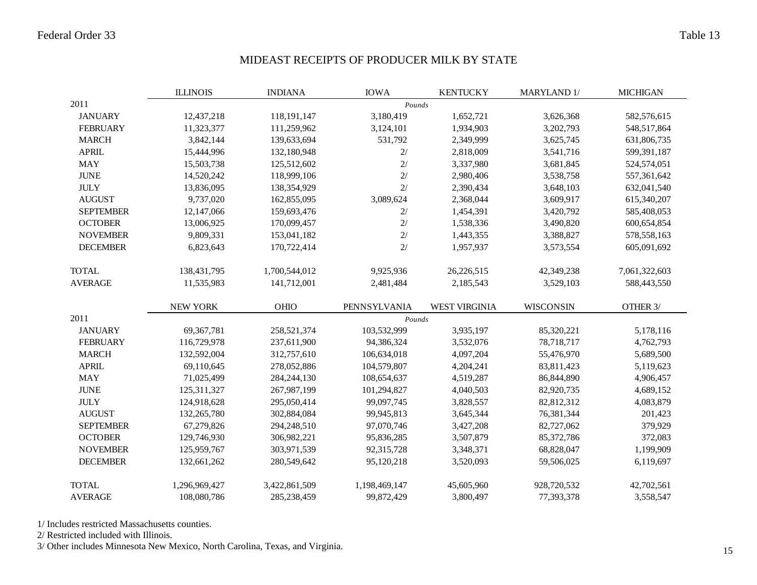Federal Order 33 — Table 13

# MIDEAST RECEIPTS OF PRODUCER MILK BY STATE

| | ILLINOIS | INDIANA | IOWA | KENTUCKY | MARYLAND 1/ | MICHIGAN |
|---|---|---|---|---|---|---|
| 2011 | | | *Pounds* | | | |
| JANUARY | 12,437,218 | 118,191,147 | 3,180,419 | 1,652,721 | 3,626,368 | 582,576,615 |
| FEBRUARY | 11,323,377 | 111,259,962 | 3,124,101 | 1,934,903 | 3,202,793 | 548,517,864 |
| MARCH | 3,842,144 | 139,633,694 | 531,792 | 2,349,999 | 3,625,745 | 631,806,735 |
| APRIL | 15,444,996 | 132,180,948 | 2/ | 2,818,009 | 3,541,716 | 599,391,187 |
| MAY | 15,503,738 | 125,512,602 | 2/ | 3,337,980 | 3,681,845 | 524,574,051 |
| JUNE | 14,520,242 | 118,999,106 | 2/ | 2,980,406 | 3,538,758 | 557,361,642 |
| JULY | 13,836,095 | 138,354,929 | 2/ | 2,390,434 | 3,648,103 | 632,041,540 |
| AUGUST | 9,737,020 | 162,855,095 | 3,089,624 | 2,368,044 | 3,609,917 | 615,340,207 |
| SEPTEMBER | 12,147,066 | 159,693,476 | 2/ | 1,454,391 | 3,420,792 | 585,408,053 |
| OCTOBER | 13,006,925 | 170,099,457 | 2/ | 1,538,336 | 3,490,820 | 600,654,854 |
| NOVEMBER | 9,809,331 | 153,041,182 | 2/ | 1,443,355 | 3,388,827 | 578,558,163 |
| DECEMBER | 6,823,643 | 170,722,414 | 2/ | 1,957,937 | 3,573,554 | 605,091,692 |
| TOTAL | 138,431,795 | 1,700,544,012 | 9,925,936 | 26,226,515 | 42,349,238 | 7,061,322,603 |
| AVERAGE | 11,535,983 | 141,712,001 | 2,481,484 | 2,185,543 | 3,529,103 | 588,443,550 |

| | NEW YORK | OHIO | PENNSYLVANIA | WEST VIRGINIA | WISCONSIN | OTHER 3/ |
|---|---|---|---|---|---|---|
| 2011 | | | *Pounds* | | | |
| JANUARY | 69,367,781 | 258,521,374 | 103,532,999 | 3,935,197 | 85,320,221 | 5,178,116 |
| FEBRUARY | 116,729,978 | 237,611,900 | 94,386,324 | 3,532,076 | 78,718,717 | 4,762,793 |
| MARCH | 132,592,004 | 312,757,610 | 106,634,018 | 4,097,204 | 55,476,970 | 5,689,500 |
| APRIL | 69,110,645 | 278,052,886 | 104,579,807 | 4,204,241 | 83,811,423 | 5,119,623 |
| MAY | 71,025,499 | 284,244,130 | 108,654,637 | 4,519,287 | 86,844,890 | 4,906,457 |
| JUNE | 125,311,327 | 267,987,199 | 101,294,827 | 4,040,503 | 82,920,735 | 4,689,152 |
| JULY | 124,918,628 | 295,050,414 | 99,097,745 | 3,828,557 | 82,812,312 | 4,083,879 |
| AUGUST | 132,265,780 | 302,884,084 | 99,945,813 | 3,645,344 | 76,381,344 | 201,423 |
| SEPTEMBER | 67,279,826 | 294,248,510 | 97,070,746 | 3,427,208 | 82,727,062 | 379,929 |
| OCTOBER | 129,746,930 | 306,982,221 | 95,836,285 | 3,507,879 | 85,372,786 | 372,083 |
| NOVEMBER | 125,959,767 | 303,971,539 | 92,315,728 | 3,348,371 | 68,828,047 | 1,199,909 |
| DECEMBER | 132,661,262 | 280,549,642 | 95,120,218 | 3,520,093 | 59,506,025 | 6,119,697 |
| TOTAL | 1,296,969,427 | 3,422,861,509 | 1,198,469,147 | 45,605,960 | 928,720,532 | 42,702,561 |
| AVERAGE | 108,080,786 | 285,238,459 | 99,872,429 | 3,800,497 | 77,393,378 | 3,558,547 |

1/ Includes restricted Massachusetts counties.

2/ Restricted included with Illinois.

3/ Other includes Minnesota New Mexico, North Carolina, Texas, and Virginia.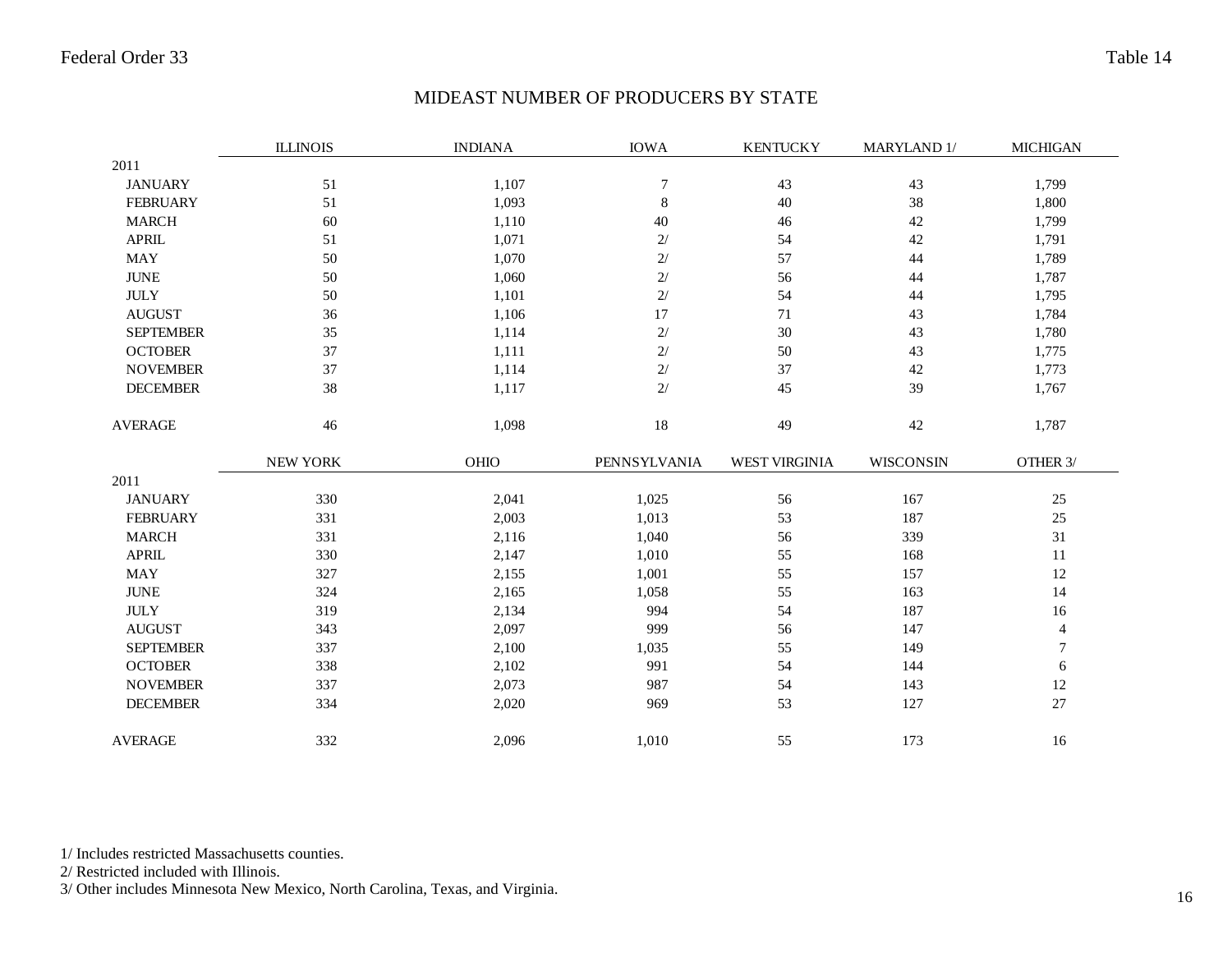Federal Order 33 — Table 14

# MIDEAST NUMBER OF PRODUCERS BY STATE

| | ILLINOIS | INDIANA | IOWA | KENTUCKY | MARYLAND 1/ | MICHIGAN |
|---|---|---|---|---|---|---|
| 2011 | | | | | | |
| JANUARY | 51 | 1,107 | 7 | 43 | 43 | 1,799 |
| FEBRUARY | 51 | 1,093 | 8 | 40 | 38 | 1,800 |
| MARCH | 60 | 1,110 | 40 | 46 | 42 | 1,799 |
| APRIL | 51 | 1,071 | 2/ | 54 | 42 | 1,791 |
| MAY | 50 | 1,070 | 2/ | 57 | 44 | 1,789 |
| JUNE | 50 | 1,060 | 2/ | 56 | 44 | 1,787 |
| JULY | 50 | 1,101 | 2/ | 54 | 44 | 1,795 |
| AUGUST | 36 | 1,106 | 17 | 71 | 43 | 1,784 |
| SEPTEMBER | 35 | 1,114 | 2/ | 30 | 43 | 1,780 |
| OCTOBER | 37 | 1,111 | 2/ | 50 | 43 | 1,775 |
| NOVEMBER | 37 | 1,114 | 2/ | 37 | 42 | 1,773 |
| DECEMBER | 38 | 1,117 | 2/ | 45 | 39 | 1,767 |
| AVERAGE | 46 | 1,098 | 18 | 49 | 42 | 1,787 |

| | NEW YORK | OHIO | PENNSYLVANIA | WEST VIRGINIA | WISCONSIN | OTHER 3/ |
|---|---|---|---|---|---|---|
| 2011 | | | | | | |
| JANUARY | 330 | 2,041 | 1,025 | 56 | 167 | 25 |
| FEBRUARY | 331 | 2,003 | 1,013 | 53 | 187 | 25 |
| MARCH | 331 | 2,116 | 1,040 | 56 | 339 | 31 |
| APRIL | 330 | 2,147 | 1,010 | 55 | 168 | 11 |
| MAY | 327 | 2,155 | 1,001 | 55 | 157 | 12 |
| JUNE | 324 | 2,165 | 1,058 | 55 | 163 | 14 |
| JULY | 319 | 2,134 | 994 | 54 | 187 | 16 |
| AUGUST | 343 | 2,097 | 999 | 56 | 147 | 4 |
| SEPTEMBER | 337 | 2,100 | 1,035 | 55 | 149 | 7 |
| OCTOBER | 338 | 2,102 | 991 | 54 | 144 | 6 |
| NOVEMBER | 337 | 2,073 | 987 | 54 | 143 | 12 |
| DECEMBER | 334 | 2,020 | 969 | 53 | 127 | 27 |
| AVERAGE | 332 | 2,096 | 1,010 | 55 | 173 | 16 |

1/ Includes restricted Massachusetts counties.
2/ Restricted included with Illinois.
3/ Other includes Minnesota New Mexico, North Carolina, Texas, and Virginia.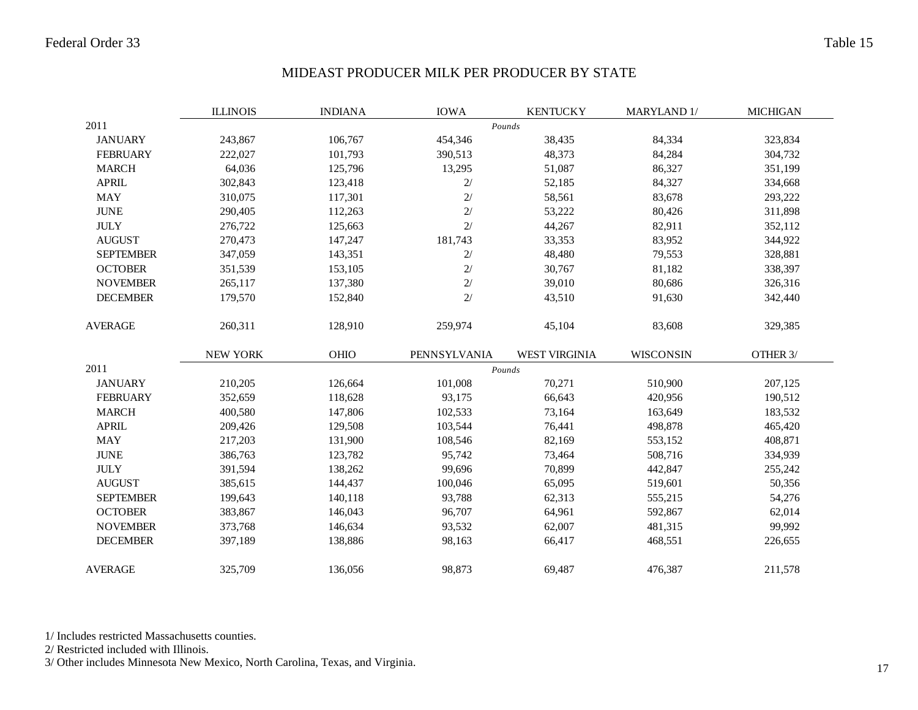Federal Order 33 — Table 15

# MIDEAST PRODUCER MILK PER PRODUCER BY STATE

| | ILLINOIS | INDIANA | IOWA | KENTUCKY | MARYLAND 1/ | MICHIGAN |
|---|---|---|---|---|---|---|
| 2011 | | | *Pounds* | | | |
| JANUARY | 243,867 | 106,767 | 454,346 | 38,435 | 84,334 | 323,834 |
| FEBRUARY | 222,027 | 101,793 | 390,513 | 48,373 | 84,284 | 304,732 |
| MARCH | 64,036 | 125,796 | 13,295 | 51,087 | 86,327 | 351,199 |
| APRIL | 302,843 | 123,418 | 2/ | 52,185 | 84,327 | 334,668 |
| MAY | 310,075 | 117,301 | 2/ | 58,561 | 83,678 | 293,222 |
| JUNE | 290,405 | 112,263 | 2/ | 53,222 | 80,426 | 311,898 |
| JULY | 276,722 | 125,663 | 2/ | 44,267 | 82,911 | 352,112 |
| AUGUST | 270,473 | 147,247 | 181,743 | 33,353 | 83,952 | 344,922 |
| SEPTEMBER | 347,059 | 143,351 | 2/ | 48,480 | 79,553 | 328,881 |
| OCTOBER | 351,539 | 153,105 | 2/ | 30,767 | 81,182 | 338,397 |
| NOVEMBER | 265,117 | 137,380 | 2/ | 39,010 | 80,686 | 326,316 |
| DECEMBER | 179,570 | 152,840 | 2/ | 43,510 | 91,630 | 342,440 |
| AVERAGE | 260,311 | 128,910 | 259,974 | 45,104 | 83,608 | 329,385 |

| | NEW YORK | OHIO | PENNSYLVANIA | WEST VIRGINIA | WISCONSIN | OTHER 3/ |
|---|---|---|---|---|---|---|
| 2011 | | | *Pounds* | | | |
| JANUARY | 210,205 | 126,664 | 101,008 | 70,271 | 510,900 | 207,125 |
| FEBRUARY | 352,659 | 118,628 | 93,175 | 66,643 | 420,956 | 190,512 |
| MARCH | 400,580 | 147,806 | 102,533 | 73,164 | 163,649 | 183,532 |
| APRIL | 209,426 | 129,508 | 103,544 | 76,441 | 498,878 | 465,420 |
| MAY | 217,203 | 131,900 | 108,546 | 82,169 | 553,152 | 408,871 |
| JUNE | 386,763 | 123,782 | 95,742 | 73,464 | 508,716 | 334,939 |
| JULY | 391,594 | 138,262 | 99,696 | 70,899 | 442,847 | 255,242 |
| AUGUST | 385,615 | 144,437 | 100,046 | 65,095 | 519,601 | 50,356 |
| SEPTEMBER | 199,643 | 140,118 | 93,788 | 62,313 | 555,215 | 54,276 |
| OCTOBER | 383,867 | 146,043 | 96,707 | 64,961 | 592,867 | 62,014 |
| NOVEMBER | 373,768 | 146,634 | 93,532 | 62,007 | 481,315 | 99,992 |
| DECEMBER | 397,189 | 138,886 | 98,163 | 66,417 | 468,551 | 226,655 |
| AVERAGE | 325,709 | 136,056 | 98,873 | 69,487 | 476,387 | 211,578 |

1/ Includes restricted Massachusetts counties.
2/ Restricted included with Illinois.
3/ Other includes Minnesota New Mexico, North Carolina, Texas, and Virginia.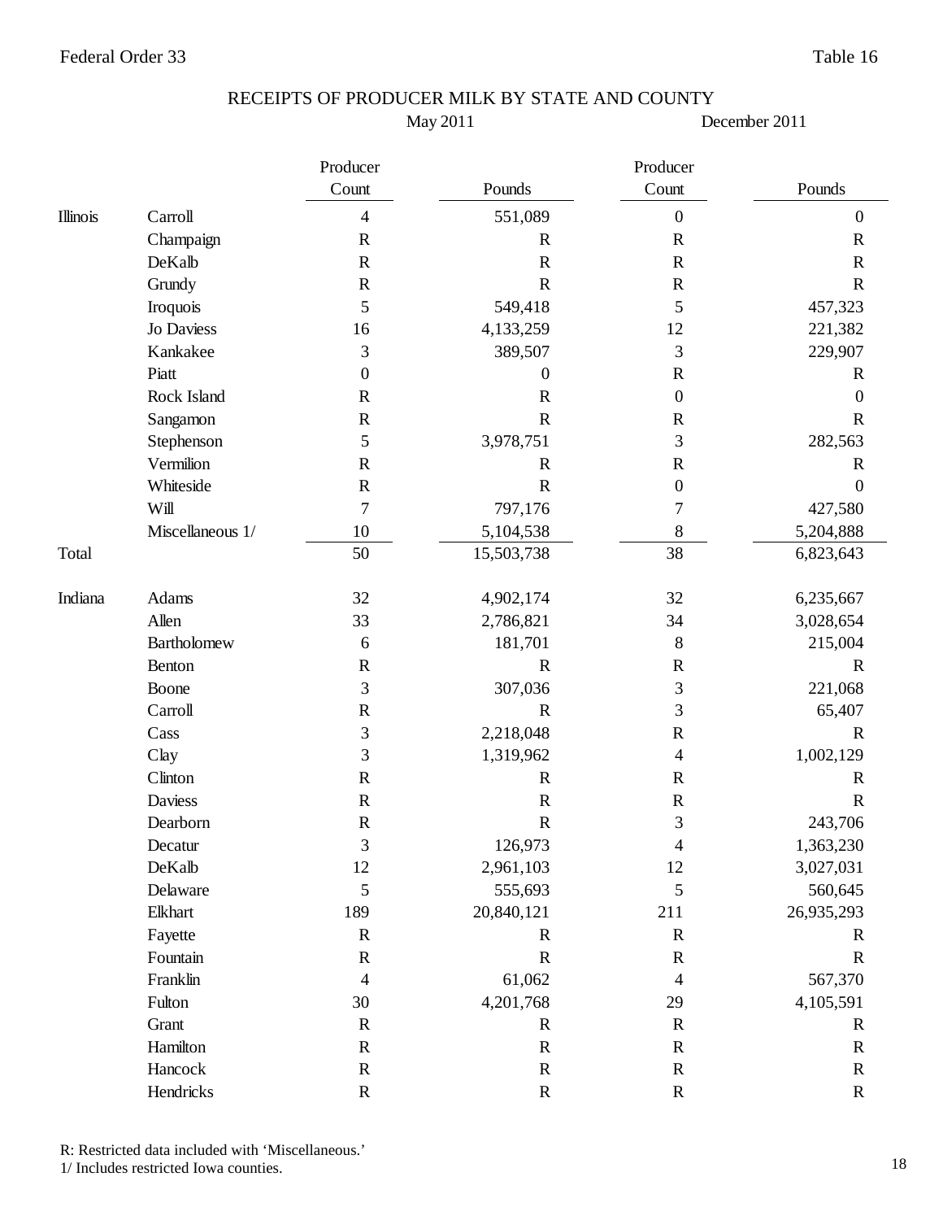Federal Order 33 — Table 16

# RECEIPTS OF PRODUCER MILK BY STATE AND COUNTY

| | | May 2011 | | December 2011 | |
|---|---|---|---|---|---|
| | | Producer Count | Pounds | Producer Count | Pounds |
| Illinois | Carroll | 4 | 551,089 | 0 | 0 |
| | Champaign | R | R | R | R |
| | DeKalb | R | R | R | R |
| | Grundy | R | R | R | R |
| | Iroquois | 5 | 549,418 | 5 | 457,323 |
| | Jo Daviess | 16 | 4,133,259 | 12 | 221,382 |
| | Kankakee | 3 | 389,507 | 3 | 229,907 |
| | Piatt | 0 | 0 | R | R |
| | Rock Island | R | R | 0 | 0 |
| | Sangamon | R | R | R | R |
| | Stephenson | 5 | 3,978,751 | 3 | 282,563 |
| | Vermilion | R | R | R | R |
| | Whiteside | R | R | 0 | 0 |
| | Will | 7 | 797,176 | 7 | 427,580 |
| | Miscellaneous 1/ | 10 | 5,104,538 | 8 | 5,204,888 |
| Total | | 50 | 15,503,738 | 38 | 6,823,643 |
| | | | | | |
| Indiana | Adams | 32 | 4,902,174 | 32 | 6,235,667 |
| | Allen | 33 | 2,786,821 | 34 | 3,028,654 |
| | Bartholomew | 6 | 181,701 | 8 | 215,004 |
| | Benton | R | R | R | R |
| | Boone | 3 | 307,036 | 3 | 221,068 |
| | Carroll | R | R | 3 | 65,407 |
| | Cass | 3 | 2,218,048 | R | R |
| | Clay | 3 | 1,319,962 | 4 | 1,002,129 |
| | Clinton | R | R | R | R |
| | Daviess | R | R | R | R |
| | Dearborn | R | R | 3 | 243,706 |
| | Decatur | 3 | 126,973 | 4 | 1,363,230 |
| | DeKalb | 12 | 2,961,103 | 12 | 3,027,031 |
| | Delaware | 5 | 555,693 | 5 | 560,645 |
| | Elkhart | 189 | 20,840,121 | 211 | 26,935,293 |
| | Fayette | R | R | R | R |
| | Fountain | R | R | R | R |
| | Franklin | 4 | 61,062 | 4 | 567,370 |
| | Fulton | 30 | 4,201,768 | 29 | 4,105,591 |
| | Grant | R | R | R | R |
| | Hamilton | R | R | R | R |
| | Hancock | R | R | R | R |
| | Hendricks | R | R | R | R |

R: Restricted data included with 'Miscellaneous.'
1/ Includes restricted Iowa counties.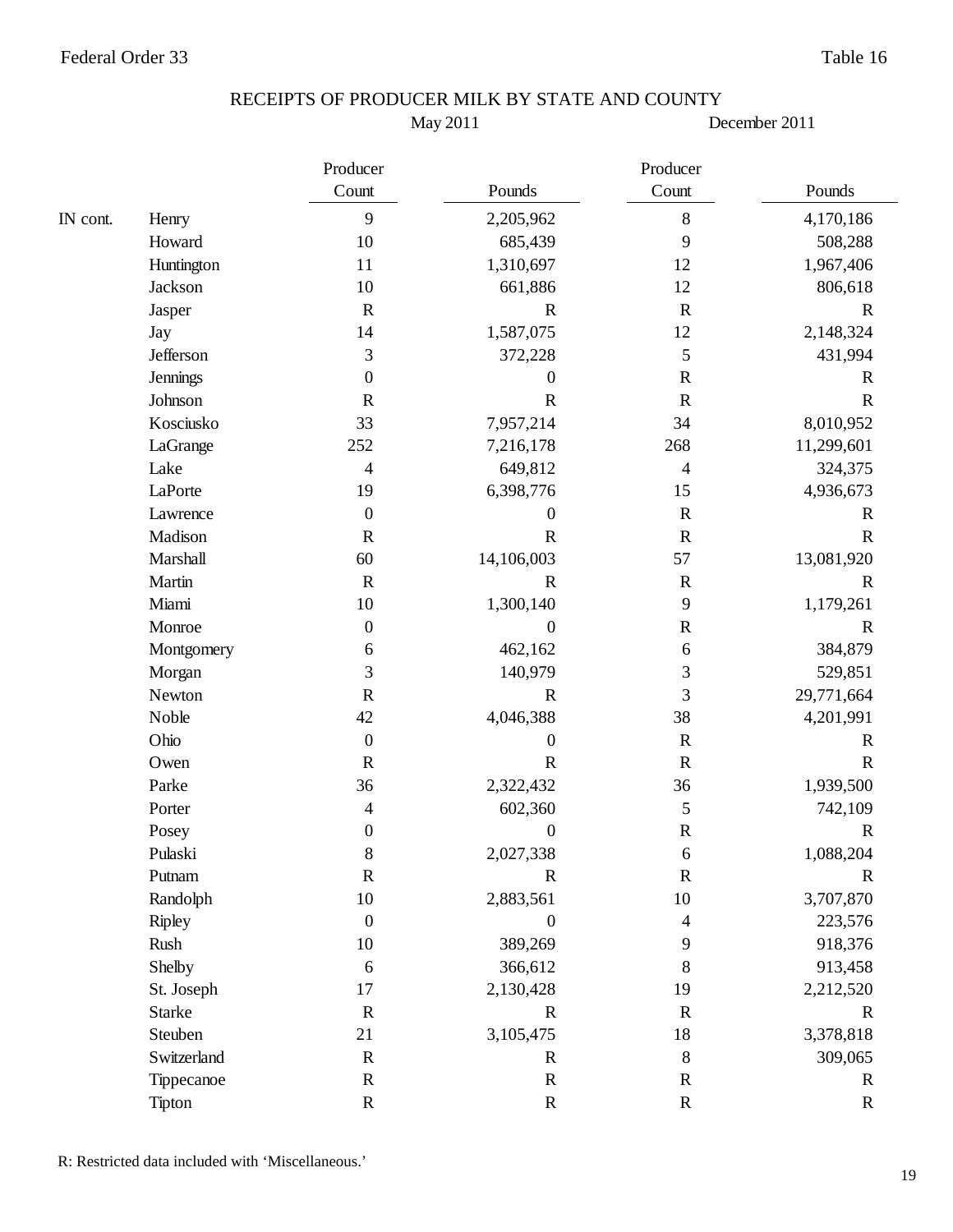Federal Order 33 — Table 16

# RECEIPTS OF PRODUCER MILK BY STATE AND COUNTY

| | | May 2011 | | December 2011 | |
|---|---|---|---|---|---|
| | | Producer Count | Pounds | Producer Count | Pounds |
| IN cont. | Henry | 9 | 2,205,962 | 8 | 4,170,186 |
| | Howard | 10 | 685,439 | 9 | 508,288 |
| | Huntington | 11 | 1,310,697 | 12 | 1,967,406 |
| | Jackson | 10 | 661,886 | 12 | 806,618 |
| | Jasper | R | R | R | R |
| | Jay | 14 | 1,587,075 | 12 | 2,148,324 |
| | Jefferson | 3 | 372,228 | 5 | 431,994 |
| | Jennings | 0 | 0 | R | R |
| | Johnson | R | R | R | R |
| | Kosciusko | 33 | 7,957,214 | 34 | 8,010,952 |
| | LaGrange | 252 | 7,216,178 | 268 | 11,299,601 |
| | Lake | 4 | 649,812 | 4 | 324,375 |
| | LaPorte | 19 | 6,398,776 | 15 | 4,936,673 |
| | Lawrence | 0 | 0 | R | R |
| | Madison | R | R | R | R |
| | Marshall | 60 | 14,106,003 | 57 | 13,081,920 |
| | Martin | R | R | R | R |
| | Miami | 10 | 1,300,140 | 9 | 1,179,261 |
| | Monroe | 0 | 0 | R | R |
| | Montgomery | 6 | 462,162 | 6 | 384,879 |
| | Morgan | 3 | 140,979 | 3 | 529,851 |
| | Newton | R | R | 3 | 29,771,664 |
| | Noble | 42 | 4,046,388 | 38 | 4,201,991 |
| | Ohio | 0 | 0 | R | R |
| | Owen | R | R | R | R |
| | Parke | 36 | 2,322,432 | 36 | 1,939,500 |
| | Porter | 4 | 602,360 | 5 | 742,109 |
| | Posey | 0 | 0 | R | R |
| | Pulaski | 8 | 2,027,338 | 6 | 1,088,204 |
| | Putnam | R | R | R | R |
| | Randolph | 10 | 2,883,561 | 10 | 3,707,870 |
| | Ripley | 0 | 0 | 4 | 223,576 |
| | Rush | 10 | 389,269 | 9 | 918,376 |
| | Shelby | 6 | 366,612 | 8 | 913,458 |
| | St. Joseph | 17 | 2,130,428 | 19 | 2,212,520 |
| | Starke | R | R | R | R |
| | Steuben | 21 | 3,105,475 | 18 | 3,378,818 |
| | Switzerland | R | R | 8 | 309,065 |
| | Tippecanoe | R | R | R | R |
| | Tipton | R | R | R | R |

R: Restricted data included with 'Miscellaneous.'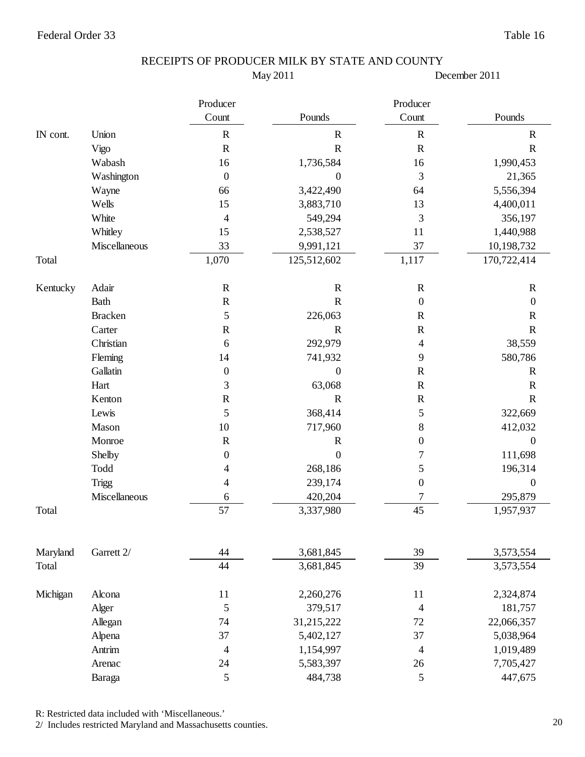Federal Order 33 — Table 16

## RECEIPTS OF PRODUCER MILK BY STATE AND COUNTY

| | | May 2011 | | December 2011 | |
|---|---|---|---|---|---|
| | | Producer Count | Pounds | Producer Count | Pounds |
| IN cont. | Union | R | R | R | R |
| | Vigo | R | R | R | R |
| | Wabash | 16 | 1,736,584 | 16 | 1,990,453 |
| | Washington | 0 | 0 | 3 | 21,365 |
| | Wayne | 66 | 3,422,490 | 64 | 5,556,394 |
| | Wells | 15 | 3,883,710 | 13 | 4,400,011 |
| | White | 4 | 549,294 | 3 | 356,197 |
| | Whitley | 15 | 2,538,527 | 11 | 1,440,988 |
| | Miscellaneous | 33 | 9,991,121 | 37 | 10,198,732 |
| Total | | 1,070 | 125,512,602 | 1,117 | 170,722,414 |
| Kentucky | Adair | R | R | R | R |
| | Bath | R | R | 0 | 0 |
| | Bracken | 5 | 226,063 | R | R |
| | Carter | R | R | R | R |
| | Christian | 6 | 292,979 | 4 | 38,559 |
| | Fleming | 14 | 741,932 | 9 | 580,786 |
| | Gallatin | 0 | 0 | R | R |
| | Hart | 3 | 63,068 | R | R |
| | Kenton | R | R | R | R |
| | Lewis | 5 | 368,414 | 5 | 322,669 |
| | Mason | 10 | 717,960 | 8 | 412,032 |
| | Monroe | R | R | 0 | 0 |
| | Shelby | 0 | 0 | 7 | 111,698 |
| | Todd | 4 | 268,186 | 5 | 196,314 |
| | Trigg | 4 | 239,174 | 0 | 0 |
| | Miscellaneous | 6 | 420,204 | 7 | 295,879 |
| Total | | 57 | 3,337,980 | 45 | 1,957,937 |
| Maryland | Garrett 2/ | 44 | 3,681,845 | 39 | 3,573,554 |
| Total | | 44 | 3,681,845 | 39 | 3,573,554 |
| Michigan | Alcona | 11 | 2,260,276 | 11 | 2,324,874 |
| | Alger | 5 | 379,517 | 4 | 181,757 |
| | Allegan | 74 | 31,215,222 | 72 | 22,066,357 |
| | Alpena | 37 | 5,402,127 | 37 | 5,038,964 |
| | Antrim | 4 | 1,154,997 | 4 | 1,019,489 |
| | Arenac | 24 | 5,583,397 | 26 | 7,705,427 |
| | Baraga | 5 | 484,738 | 5 | 447,675 |

R: Restricted data included with 'Miscellaneous.'

2/ Includes restricted Maryland and Massachusetts counties.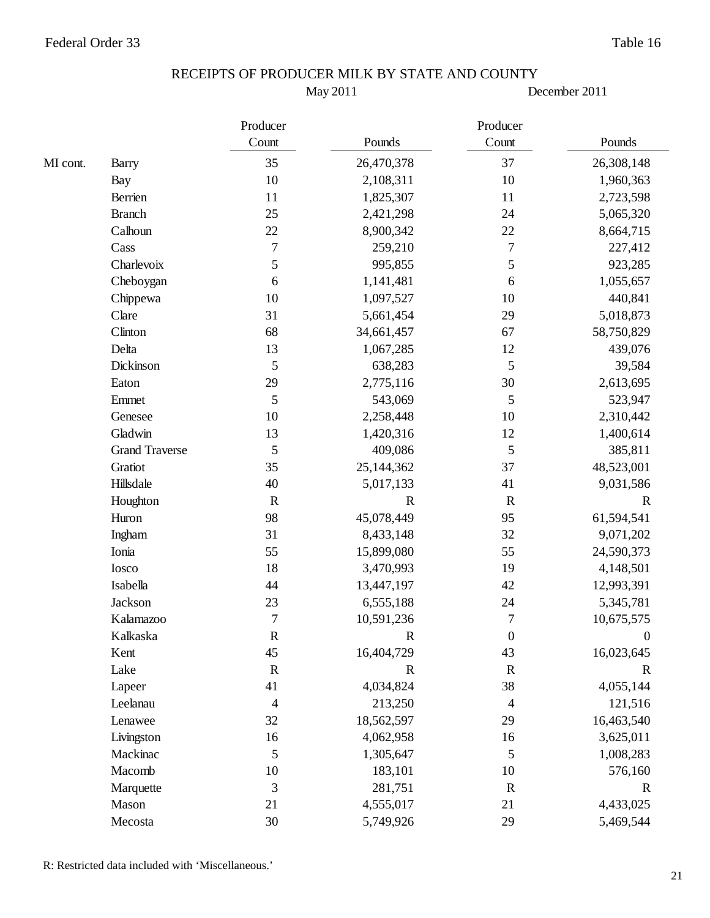Federal Order 33 — Table 16

# RECEIPTS OF PRODUCER MILK BY STATE AND COUNTY

| | | May 2011 | | December 2011 | |
|---|---|---|---|---|---|
| | | Producer Count | Pounds | Producer Count | Pounds |
| MI cont. | Barry | 35 | 26,470,378 | 37 | 26,308,148 |
| | Bay | 10 | 2,108,311 | 10 | 1,960,363 |
| | Berrien | 11 | 1,825,307 | 11 | 2,723,598 |
| | Branch | 25 | 2,421,298 | 24 | 5,065,320 |
| | Calhoun | 22 | 8,900,342 | 22 | 8,664,715 |
| | Cass | 7 | 259,210 | 7 | 227,412 |
| | Charlevoix | 5 | 995,855 | 5 | 923,285 |
| | Cheboygan | 6 | 1,141,481 | 6 | 1,055,657 |
| | Chippewa | 10 | 1,097,527 | 10 | 440,841 |
| | Clare | 31 | 5,661,454 | 29 | 5,018,873 |
| | Clinton | 68 | 34,661,457 | 67 | 58,750,829 |
| | Delta | 13 | 1,067,285 | 12 | 439,076 |
| | Dickinson | 5 | 638,283 | 5 | 39,584 |
| | Eaton | 29 | 2,775,116 | 30 | 2,613,695 |
| | Emmet | 5 | 543,069 | 5 | 523,947 |
| | Genesee | 10 | 2,258,448 | 10 | 2,310,442 |
| | Gladwin | 13 | 1,420,316 | 12 | 1,400,614 |
| | Grand Traverse | 5 | 409,086 | 5 | 385,811 |
| | Gratiot | 35 | 25,144,362 | 37 | 48,523,001 |
| | Hillsdale | 40 | 5,017,133 | 41 | 9,031,586 |
| | Houghton | R | R | R | R |
| | Huron | 98 | 45,078,449 | 95 | 61,594,541 |
| | Ingham | 31 | 8,433,148 | 32 | 9,071,202 |
| | Ionia | 55 | 15,899,080 | 55 | 24,590,373 |
| | Iosco | 18 | 3,470,993 | 19 | 4,148,501 |
| | Isabella | 44 | 13,447,197 | 42 | 12,993,391 |
| | Jackson | 23 | 6,555,188 | 24 | 5,345,781 |
| | Kalamazoo | 7 | 10,591,236 | 7 | 10,675,575 |
| | Kalkaska | R | R | 0 | 0 |
| | Kent | 45 | 16,404,729 | 43 | 16,023,645 |
| | Lake | R | R | R | R |
| | Lapeer | 41 | 4,034,824 | 38 | 4,055,144 |
| | Leelanau | 4 | 213,250 | 4 | 121,516 |
| | Lenawee | 32 | 18,562,597 | 29 | 16,463,540 |
| | Livingston | 16 | 4,062,958 | 16 | 3,625,011 |
| | Mackinac | 5 | 1,305,647 | 5 | 1,008,283 |
| | Macomb | 10 | 183,101 | 10 | 576,160 |
| | Marquette | 3 | 281,751 | R | R |
| | Mason | 21 | 4,555,017 | 21 | 4,433,025 |
| | Mecosta | 30 | 5,749,926 | 29 | 5,469,544 |

R: Restricted data included with 'Miscellaneous.'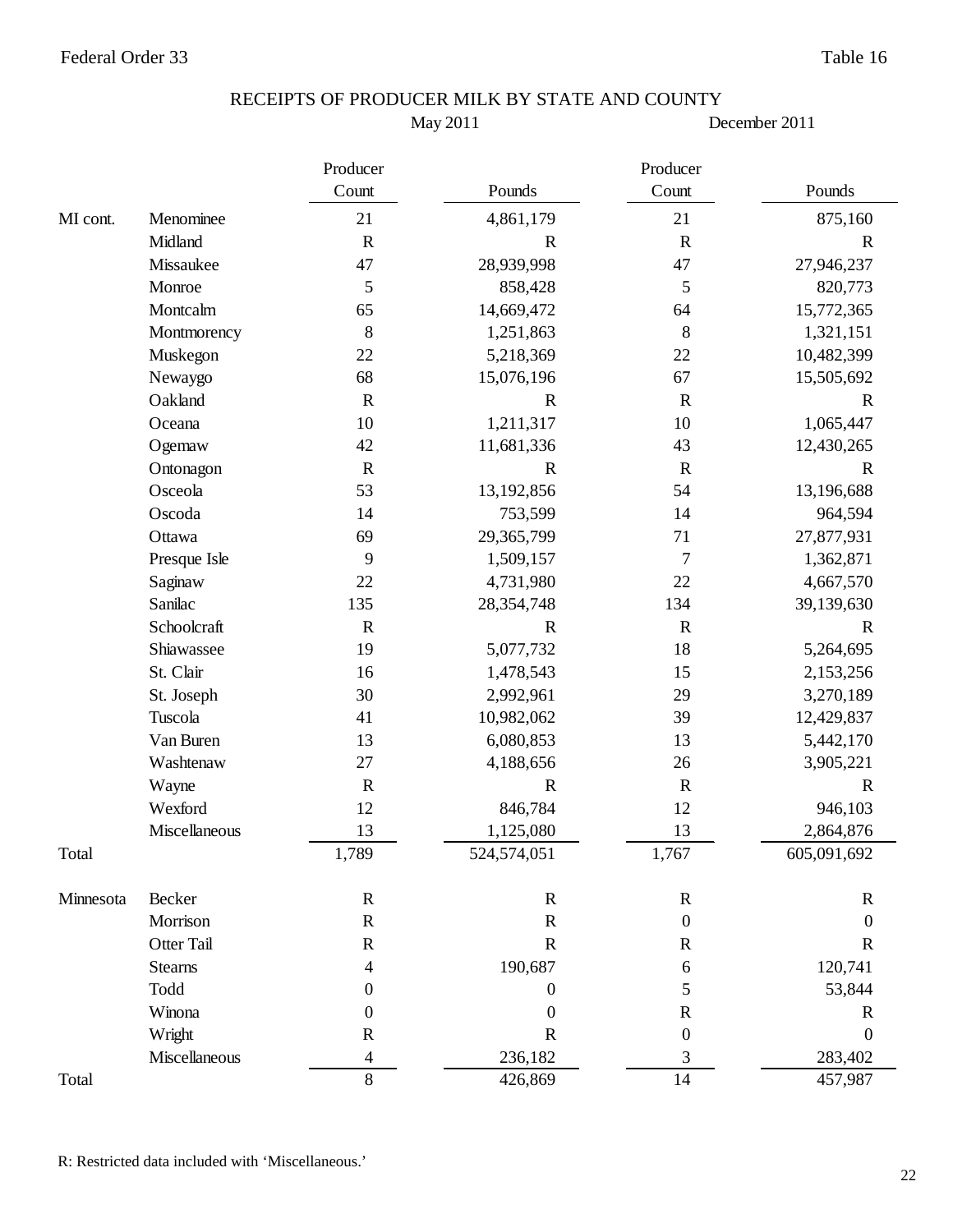Federal Order 33 — Table 16

# RECEIPTS OF PRODUCER MILK BY STATE AND COUNTY

| | | May 2011 | | December 2011 | |
|---|---|---|---|---|---|
| | | Producer Count | Pounds | Producer Count | Pounds |
| MI cont. | Menominee | 21 | 4,861,179 | 21 | 875,160 |
| | Midland | R | R | R | R |
| | Missaukee | 47 | 28,939,998 | 47 | 27,946,237 |
| | Monroe | 5 | 858,428 | 5 | 820,773 |
| | Montcalm | 65 | 14,669,472 | 64 | 15,772,365 |
| | Montmorency | 8 | 1,251,863 | 8 | 1,321,151 |
| | Muskegon | 22 | 5,218,369 | 22 | 10,482,399 |
| | Newaygo | 68 | 15,076,196 | 67 | 15,505,692 |
| | Oakland | R | R | R | R |
| | Oceana | 10 | 1,211,317 | 10 | 1,065,447 |
| | Ogemaw | 42 | 11,681,336 | 43 | 12,430,265 |
| | Ontonagon | R | R | R | R |
| | Osceola | 53 | 13,192,856 | 54 | 13,196,688 |
| | Oscoda | 14 | 753,599 | 14 | 964,594 |
| | Ottawa | 69 | 29,365,799 | 71 | 27,877,931 |
| | Presque Isle | 9 | 1,509,157 | 7 | 1,362,871 |
| | Saginaw | 22 | 4,731,980 | 22 | 4,667,570 |
| | Sanilac | 135 | 28,354,748 | 134 | 39,139,630 |
| | Schoolcraft | R | R | R | R |
| | Shiawassee | 19 | 5,077,732 | 18 | 5,264,695 |
| | St. Clair | 16 | 1,478,543 | 15 | 2,153,256 |
| | St. Joseph | 30 | 2,992,961 | 29 | 3,270,189 |
| | Tuscola | 41 | 10,982,062 | 39 | 12,429,837 |
| | Van Buren | 13 | 6,080,853 | 13 | 5,442,170 |
| | Washtenaw | 27 | 4,188,656 | 26 | 3,905,221 |
| | Wayne | R | R | R | R |
| | Wexford | 12 | 846,784 | 12 | 946,103 |
| | Miscellaneous | 13 | 1,125,080 | 13 | 2,864,876 |
| Total | | 1,789 | 524,574,051 | 1,767 | 605,091,692 |
| Minnesota | Becker | R | R | R | R |
| | Morrison | R | R | 0 | 0 |
| | Otter Tail | R | R | R | R |
| | Stearns | 4 | 190,687 | 6 | 120,741 |
| | Todd | 0 | 0 | 5 | 53,844 |
| | Winona | 0 | 0 | R | R |
| | Wright | R | R | 0 | 0 |
| | Miscellaneous | 4 | 236,182 | 3 | 283,402 |
| Total | | 8 | 426,869 | 14 | 457,987 |

R: Restricted data included with 'Miscellaneous.'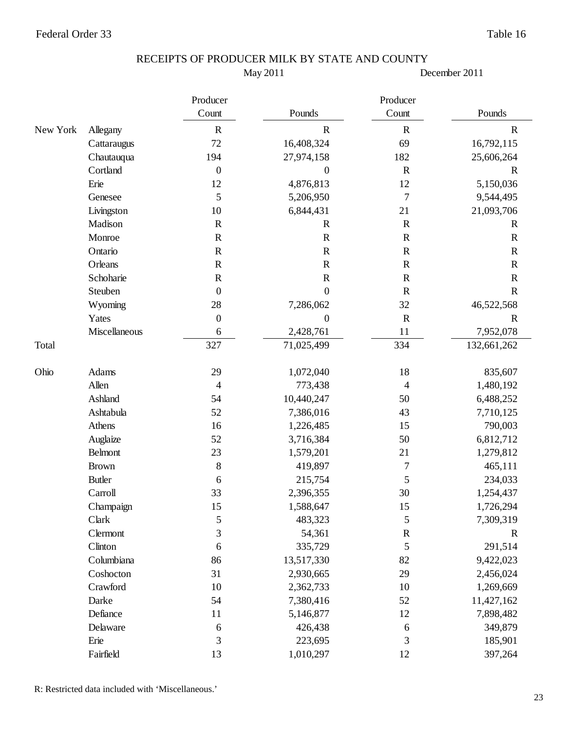Federal Order 33 — Table 16

# RECEIPTS OF PRODUCER MILK BY STATE AND COUNTY

| | | May 2011 | | December 2011 | |
|---|---|---|---|---|---|
| | | Producer Count | Pounds | Producer Count | Pounds |
| New York | Allegany | R | R | R | R |
| | Cattaraugus | 72 | 16,408,324 | 69 | 16,792,115 |
| | Chautauqua | 194 | 27,974,158 | 182 | 25,606,264 |
| | Cortland | 0 | 0 | R | R |
| | Erie | 12 | 4,876,813 | 12 | 5,150,036 |
| | Genesee | 5 | 5,206,950 | 7 | 9,544,495 |
| | Livingston | 10 | 6,844,431 | 21 | 21,093,706 |
| | Madison | R | R | R | R |
| | Monroe | R | R | R | R |
| | Ontario | R | R | R | R |
| | Orleans | R | R | R | R |
| | Schoharie | R | R | R | R |
| | Steuben | 0 | 0 | R | R |
| | Wyoming | 28 | 7,286,062 | 32 | 46,522,568 |
| | Yates | 0 | 0 | R | R |
| | Miscellaneous | 6 | 2,428,761 | 11 | 7,952,078 |
| Total | | 327 | 71,025,499 | 334 | 132,661,262 |
| | | | | | |
| Ohio | Adams | 29 | 1,072,040 | 18 | 835,607 |
| | Allen | 4 | 773,438 | 4 | 1,480,192 |
| | Ashland | 54 | 10,440,247 | 50 | 6,488,252 |
| | Ashtabula | 52 | 7,386,016 | 43 | 7,710,125 |
| | Athens | 16 | 1,226,485 | 15 | 790,003 |
| | Auglaize | 52 | 3,716,384 | 50 | 6,812,712 |
| | Belmont | 23 | 1,579,201 | 21 | 1,279,812 |
| | Brown | 8 | 419,897 | 7 | 465,111 |
| | Butler | 6 | 215,754 | 5 | 234,033 |
| | Carroll | 33 | 2,396,355 | 30 | 1,254,437 |
| | Champaign | 15 | 1,588,647 | 15 | 1,726,294 |
| | Clark | 5 | 483,323 | 5 | 7,309,319 |
| | Clermont | 3 | 54,361 | R | R |
| | Clinton | 6 | 335,729 | 5 | 291,514 |
| | Columbiana | 86 | 13,517,330 | 82 | 9,422,023 |
| | Coshocton | 31 | 2,930,665 | 29 | 2,456,024 |
| | Crawford | 10 | 2,362,733 | 10 | 1,269,669 |
| | Darke | 54 | 7,380,416 | 52 | 11,427,162 |
| | Defiance | 11 | 5,146,877 | 12 | 7,898,482 |
| | Delaware | 6 | 426,438 | 6 | 349,879 |
| | Erie | 3 | 223,695 | 3 | 185,901 |
| | Fairfield | 13 | 1,010,297 | 12 | 397,264 |

R: Restricted data included with 'Miscellaneous.'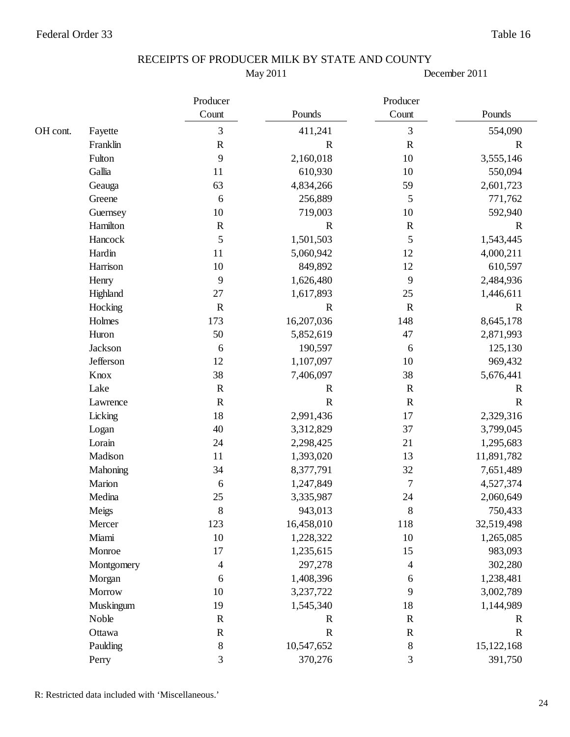Federal Order 33 | Table 16

# RECEIPTS OF PRODUCER MILK BY STATE AND COUNTY

| | | May 2011 | | December 2011 | |
|---|---|---|---|---|---|
| | | Producer Count | Pounds | Producer Count | Pounds |
| OH cont. | Fayette | 3 | 411,241 | 3 | 554,090 |
| | Franklin | R | R | R | R |
| | Fulton | 9 | 2,160,018 | 10 | 3,555,146 |
| | Gallia | 11 | 610,930 | 10 | 550,094 |
| | Geauga | 63 | 4,834,266 | 59 | 2,601,723 |
| | Greene | 6 | 256,889 | 5 | 771,762 |
| | Guernsey | 10 | 719,003 | 10 | 592,940 |
| | Hamilton | R | R | R | R |
| | Hancock | 5 | 1,501,503 | 5 | 1,543,445 |
| | Hardin | 11 | 5,060,942 | 12 | 4,000,211 |
| | Harrison | 10 | 849,892 | 12 | 610,597 |
| | Henry | 9 | 1,626,480 | 9 | 2,484,936 |
| | Highland | 27 | 1,617,893 | 25 | 1,446,611 |
| | Hocking | R | R | R | R |
| | Holmes | 173 | 16,207,036 | 148 | 8,645,178 |
| | Huron | 50 | 5,852,619 | 47 | 2,871,993 |
| | Jackson | 6 | 190,597 | 6 | 125,130 |
| | Jefferson | 12 | 1,107,097 | 10 | 969,432 |
| | Knox | 38 | 7,406,097 | 38 | 5,676,441 |
| | Lake | R | R | R | R |
| | Lawrence | R | R | R | R |
| | Licking | 18 | 2,991,436 | 17 | 2,329,316 |
| | Logan | 40 | 3,312,829 | 37 | 3,799,045 |
| | Lorain | 24 | 2,298,425 | 21 | 1,295,683 |
| | Madison | 11 | 1,393,020 | 13 | 11,891,782 |
| | Mahoning | 34 | 8,377,791 | 32 | 7,651,489 |
| | Marion | 6 | 1,247,849 | 7 | 4,527,374 |
| | Medina | 25 | 3,335,987 | 24 | 2,060,649 |
| | Meigs | 8 | 943,013 | 8 | 750,433 |
| | Mercer | 123 | 16,458,010 | 118 | 32,519,498 |
| | Miami | 10 | 1,228,322 | 10 | 1,265,085 |
| | Monroe | 17 | 1,235,615 | 15 | 983,093 |
| | Montgomery | 4 | 297,278 | 4 | 302,280 |
| | Morgan | 6 | 1,408,396 | 6 | 1,238,481 |
| | Morrow | 10 | 3,237,722 | 9 | 3,002,789 |
| | Muskingum | 19 | 1,545,340 | 18 | 1,144,989 |
| | Noble | R | R | R | R |
| | Ottawa | R | R | R | R |
| | Paulding | 8 | 10,547,652 | 8 | 15,122,168 |
| | Perry | 3 | 370,276 | 3 | 391,750 |

R: Restricted data included with 'Miscellaneous.'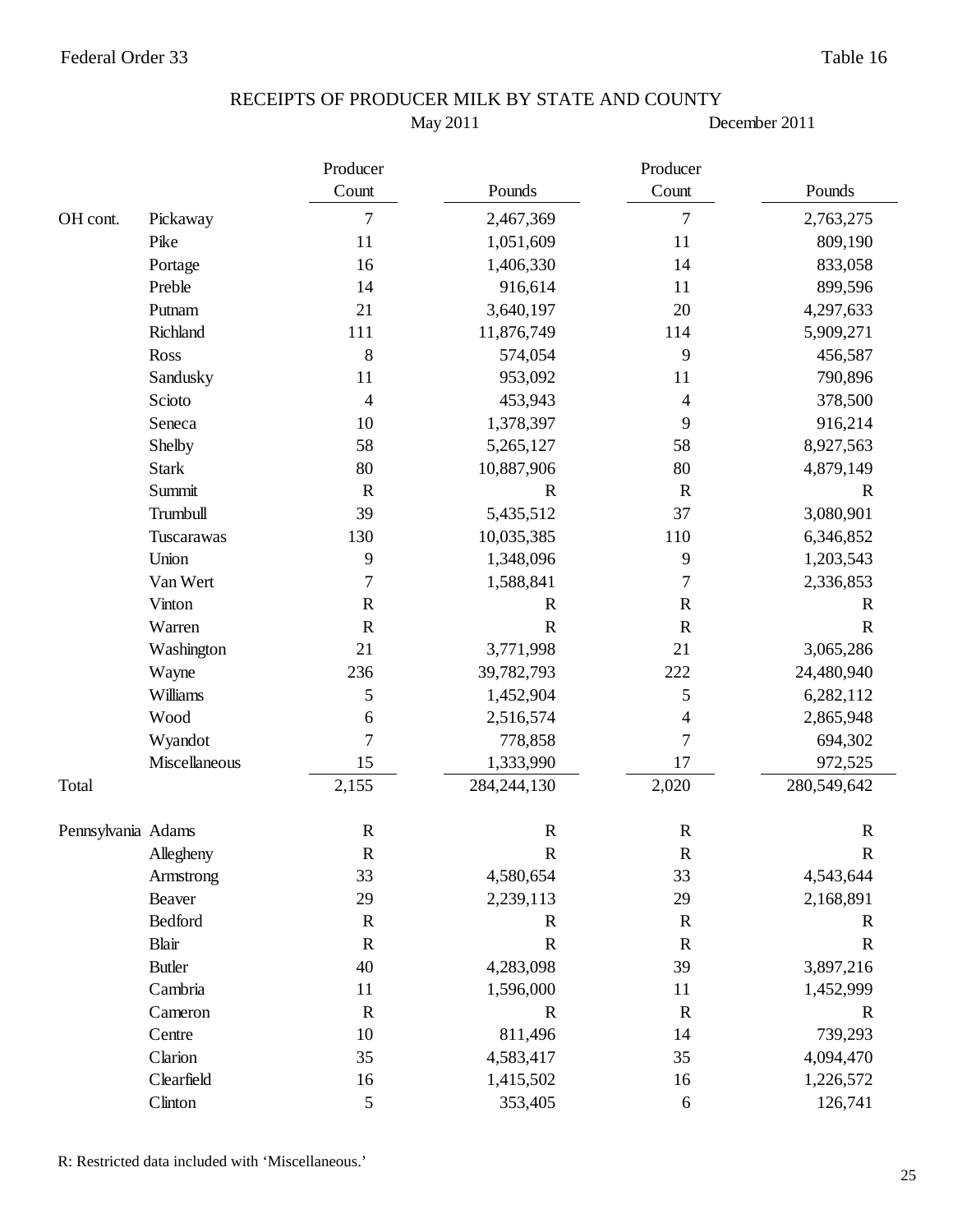Federal Order 33 — Table 16

# RECEIPTS OF PRODUCER MILK BY STATE AND COUNTY

| | | May 2011 | | December 2011 | |
|---|---|---|---|---|---|
| | | Producer Count | Pounds | Producer Count | Pounds |
| OH cont. | Pickaway | 7 | 2,467,369 | 7 | 2,763,275 |
| | Pike | 11 | 1,051,609 | 11 | 809,190 |
| | Portage | 16 | 1,406,330 | 14 | 833,058 |
| | Preble | 14 | 916,614 | 11 | 899,596 |
| | Putnam | 21 | 3,640,197 | 20 | 4,297,633 |
| | Richland | 111 | 11,876,749 | 114 | 5,909,271 |
| | Ross | 8 | 574,054 | 9 | 456,587 |
| | Sandusky | 11 | 953,092 | 11 | 790,896 |
| | Scioto | 4 | 453,943 | 4 | 378,500 |
| | Seneca | 10 | 1,378,397 | 9 | 916,214 |
| | Shelby | 58 | 5,265,127 | 58 | 8,927,563 |
| | Stark | 80 | 10,887,906 | 80 | 4,879,149 |
| | Summit | R | R | R | R |
| | Trumbull | 39 | 5,435,512 | 37 | 3,080,901 |
| | Tuscarawas | 130 | 10,035,385 | 110 | 6,346,852 |
| | Union | 9 | 1,348,096 | 9 | 1,203,543 |
| | Van Wert | 7 | 1,588,841 | 7 | 2,336,853 |
| | Vinton | R | R | R | R |
| | Warren | R | R | R | R |
| | Washington | 21 | 3,771,998 | 21 | 3,065,286 |
| | Wayne | 236 | 39,782,793 | 222 | 24,480,940 |
| | Williams | 5 | 1,452,904 | 5 | 6,282,112 |
| | Wood | 6 | 2,516,574 | 4 | 2,865,948 |
| | Wyandot | 7 | 778,858 | 7 | 694,302 |
| | Miscellaneous | 15 | 1,333,990 | 17 | 972,525 |
| Total | | 2,155 | 284,244,130 | 2,020 | 280,549,642 |
| Pennsylvania | Adams | R | R | R | R |
| | Allegheny | R | R | R | R |
| | Armstrong | 33 | 4,580,654 | 33 | 4,543,644 |
| | Beaver | 29 | 2,239,113 | 29 | 2,168,891 |
| | Bedford | R | R | R | R |
| | Blair | R | R | R | R |
| | Butler | 40 | 4,283,098 | 39 | 3,897,216 |
| | Cambria | 11 | 1,596,000 | 11 | 1,452,999 |
| | Cameron | R | R | R | R |
| | Centre | 10 | 811,496 | 14 | 739,293 |
| | Clarion | 35 | 4,583,417 | 35 | 4,094,470 |
| | Clearfield | 16 | 1,415,502 | 16 | 1,226,572 |
| | Clinton | 5 | 353,405 | 6 | 126,741 |

R: Restricted data included with 'Miscellaneous.'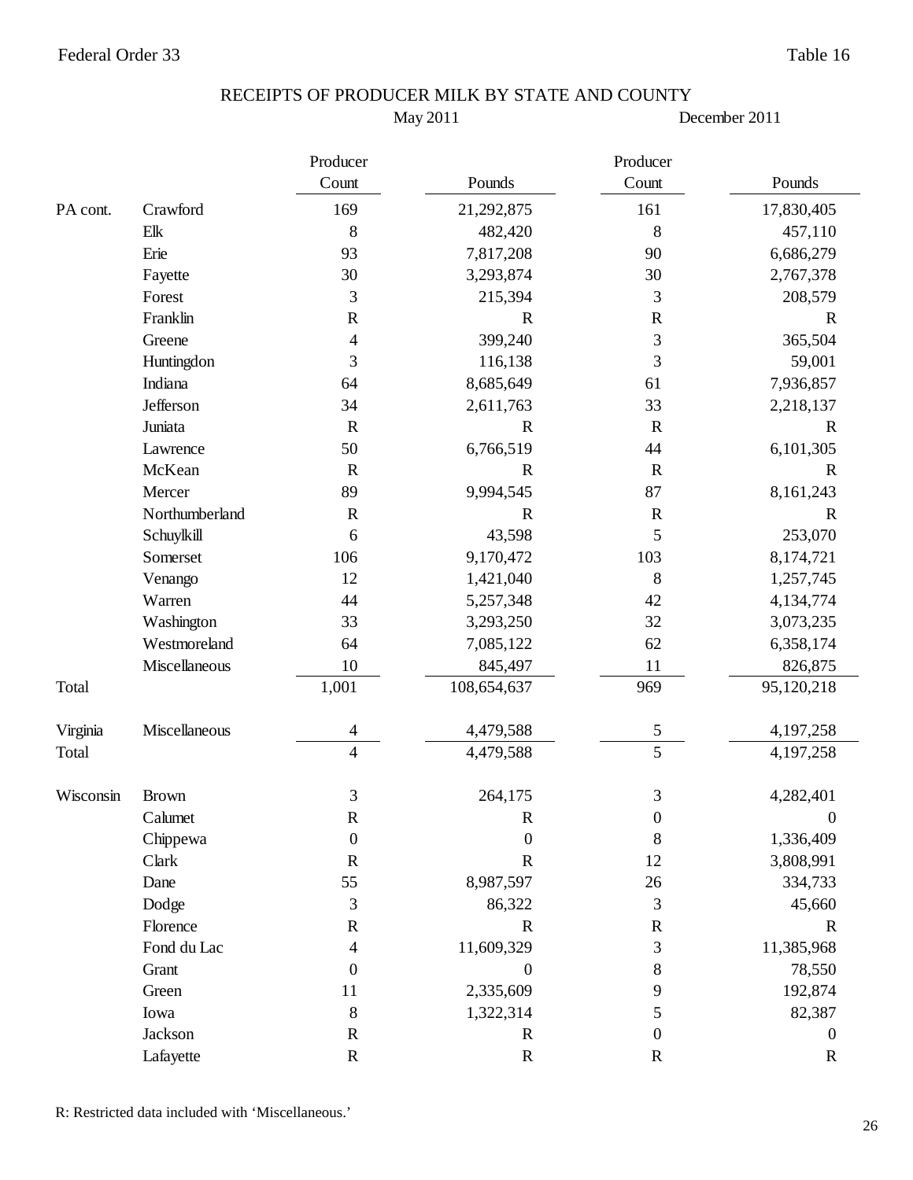Federal Order 33 — Table 16

# RECEIPTS OF PRODUCER MILK BY STATE AND COUNTY

| | | May 2011 | | December 2011 | |
|---|---|---|---|---|---|
| | | Producer Count | Pounds | Producer Count | Pounds |
| PA cont. | Crawford | 169 | 21,292,875 | 161 | 17,830,405 |
| | Elk | 8 | 482,420 | 8 | 457,110 |
| | Erie | 93 | 7,817,208 | 90 | 6,686,279 |
| | Fayette | 30 | 3,293,874 | 30 | 2,767,378 |
| | Forest | 3 | 215,394 | 3 | 208,579 |
| | Franklin | R | R | R | R |
| | Greene | 4 | 399,240 | 3 | 365,504 |
| | Huntingdon | 3 | 116,138 | 3 | 59,001 |
| | Indiana | 64 | 8,685,649 | 61 | 7,936,857 |
| | Jefferson | 34 | 2,611,763 | 33 | 2,218,137 |
| | Juniata | R | R | R | R |
| | Lawrence | 50 | 6,766,519 | 44 | 6,101,305 |
| | McKean | R | R | R | R |
| | Mercer | 89 | 9,994,545 | 87 | 8,161,243 |
| | Northumberland | R | R | R | R |
| | Schuylkill | 6 | 43,598 | 5 | 253,070 |
| | Somerset | 106 | 9,170,472 | 103 | 8,174,721 |
| | Venango | 12 | 1,421,040 | 8 | 1,257,745 |
| | Warren | 44 | 5,257,348 | 42 | 4,134,774 |
| | Washington | 33 | 3,293,250 | 32 | 3,073,235 |
| | Westmoreland | 64 | 7,085,122 | 62 | 6,358,174 |
| | Miscellaneous | 10 | 845,497 | 11 | 826,875 |
| Total | | 1,001 | 108,654,637 | 969 | 95,120,218 |
| | | | | | |
| Virginia | Miscellaneous | 4 | 4,479,588 | 5 | 4,197,258 |
| Total | | 4 | 4,479,588 | 5 | 4,197,258 |
| | | | | | |
| Wisconsin | Brown | 3 | 264,175 | 3 | 4,282,401 |
| | Calumet | R | R | 0 | 0 |
| | Chippewa | 0 | 0 | 8 | 1,336,409 |
| | Clark | R | R | 12 | 3,808,991 |
| | Dane | 55 | 8,987,597 | 26 | 334,733 |
| | Dodge | 3 | 86,322 | 3 | 45,660 |
| | Florence | R | R | R | R |
| | Fond du Lac | 4 | 11,609,329 | 3 | 11,385,968 |
| | Grant | 0 | 0 | 8 | 78,550 |
| | Green | 11 | 2,335,609 | 9 | 192,874 |
| | Iowa | 8 | 1,322,314 | 5 | 82,387 |
| | Jackson | R | R | 0 | 0 |
| | Lafayette | R | R | R | R |

R: Restricted data included with 'Miscellaneous.'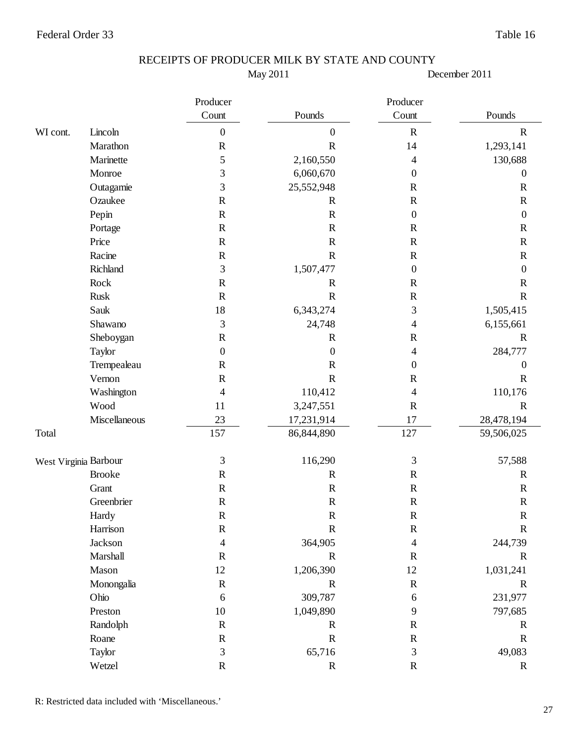Federal Order 33 — Table 16

# RECEIPTS OF PRODUCER MILK BY STATE AND COUNTY

| | | May 2011 | | December 2011 | |
|---|---|---|---|---|---|
| | | Producer Count | Pounds | Producer Count | Pounds |
| WI cont. | Lincoln | 0 | 0 | R | R |
| | Marathon | R | R | 14 | 1,293,141 |
| | Marinette | 5 | 2,160,550 | 4 | 130,688 |
| | Monroe | 3 | 6,060,670 | 0 | 0 |
| | Outagamie | 3 | 25,552,948 | R | R |
| | Ozaukee | R | R | R | R |
| | Pepin | R | R | 0 | 0 |
| | Portage | R | R | R | R |
| | Price | R | R | R | R |
| | Racine | R | R | R | R |
| | Richland | 3 | 1,507,477 | 0 | 0 |
| | Rock | R | R | R | R |
| | Rusk | R | R | R | R |
| | Sauk | 18 | 6,343,274 | 3 | 1,505,415 |
| | Shawano | 3 | 24,748 | 4 | 6,155,661 |
| | Sheboygan | R | R | R | R |
| | Taylor | 0 | 0 | 4 | 284,777 |
| | Trempealeau | R | R | 0 | 0 |
| | Vernon | R | R | R | R |
| | Washington | 4 | 110,412 | 4 | 110,176 |
| | Wood | 11 | 3,247,551 | R | R |
| | Miscellaneous | 23 | 17,231,914 | 17 | 28,478,194 |
| Total | | 157 | 86,844,890 | 127 | 59,506,025 |
| West Virginia | Barbour | 3 | 116,290 | 3 | 57,588 |
| | Brooke | R | R | R | R |
| | Grant | R | R | R | R |
| | Greenbrier | R | R | R | R |
| | Hardy | R | R | R | R |
| | Harrison | R | R | R | R |
| | Jackson | 4 | 364,905 | 4 | 244,739 |
| | Marshall | R | R | R | R |
| | Mason | 12 | 1,206,390 | 12 | 1,031,241 |
| | Monongalia | R | R | R | R |
| | Ohio | 6 | 309,787 | 6 | 231,977 |
| | Preston | 10 | 1,049,890 | 9 | 797,685 |
| | Randolph | R | R | R | R |
| | Roane | R | R | R | R |
| | Taylor | 3 | 65,716 | 3 | 49,083 |
| | Wetzel | R | R | R | R |

R: Restricted data included with 'Miscellaneous.'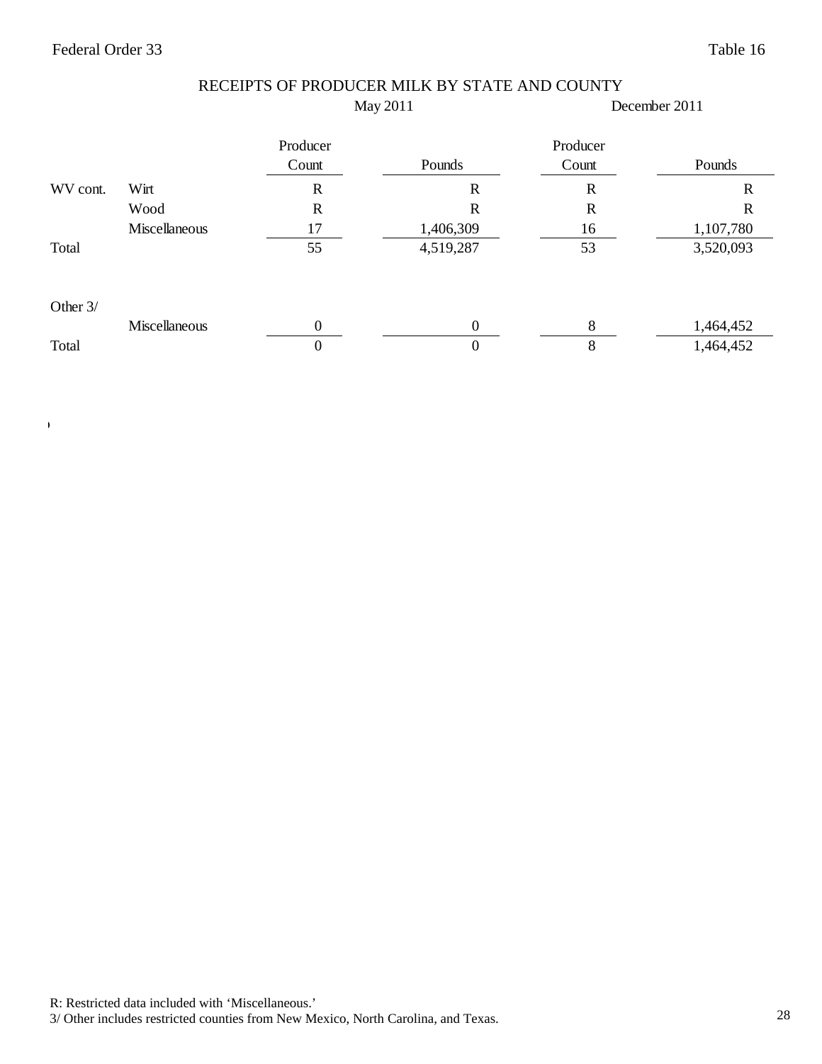Federal Order 33 Table 16

## RECEIPTS OF PRODUCER MILK BY STATE AND COUNTY

| | | May 2011 | | December 2011 | |
|---|---|---|---|---|---|
| | | Producer Count | Pounds | Producer Count | Pounds |
| WV cont. | Wirt | R | R | R | R |
| | Wood | R | R | R | R |
| | Miscellaneous | 17 | 1,406,309 | 16 | 1,107,780 |
| Total | | 55 | 4,519,287 | 53 | 3,520,093 |
| Other 3/ | | | | | |
| | Miscellaneous | 0 | 0 | 8 | 1,464,452 |
| Total | | 0 | 0 | 8 | 1,464,452 |

R: Restricted data included with 'Miscellaneous.'

3/ Other includes restricted counties from New Mexico, North Carolina, and Texas.